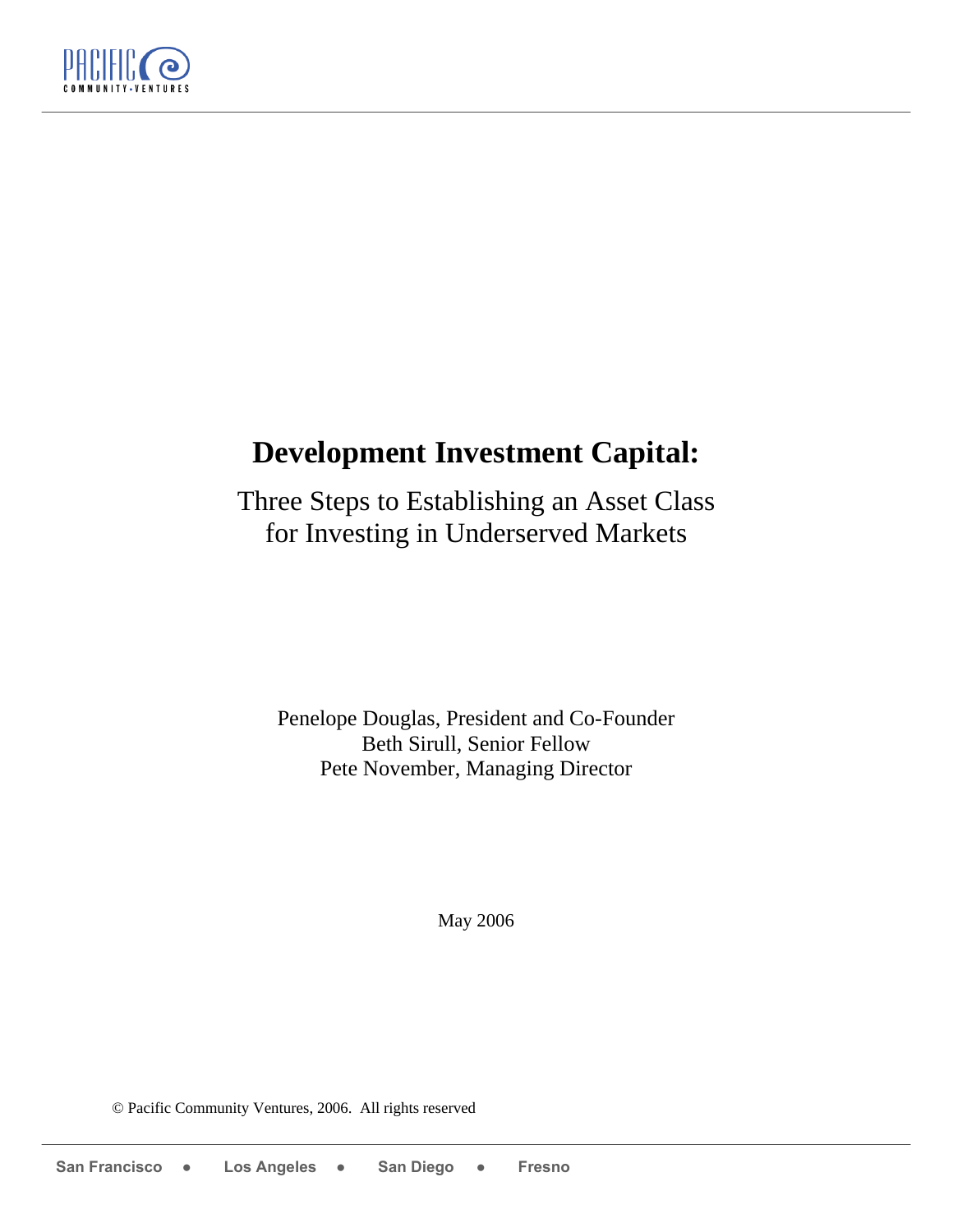# Development Investment Capital:

## Three Steps to Establishing an Asset Class for Investing in Underserved Markets

Penelope Douglas, President and Co-Founder
Beth Sirull, Senior Fellow
Pete November, Managing Director

May 2006

© Pacific Community Ventures, 2006. All rights reserved

San Francisco • Los Angeles • San Diego • Fresno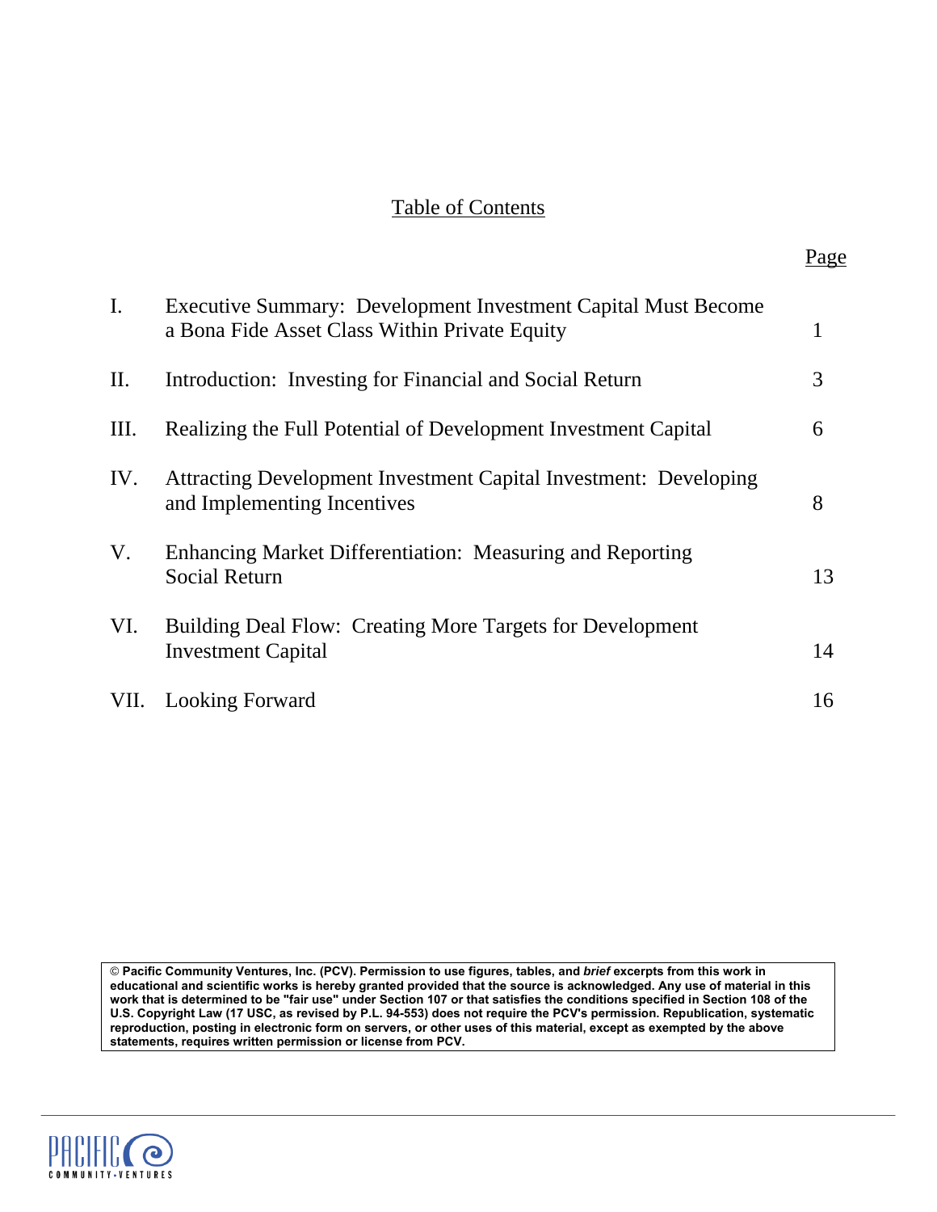## Table of Contents

| | | Page |
|---|---|---|
| I. | Executive Summary: Development Investment Capital Must Become a Bona Fide Asset Class Within Private Equity | 1 |
| II. | Introduction: Investing for Financial and Social Return | 3 |
| III. | Realizing the Full Potential of Development Investment Capital | 6 |
| IV. | Attracting Development Investment Capital Investment: Developing and Implementing Incentives | 8 |
| V. | Enhancing Market Differentiation: Measuring and Reporting Social Return | 13 |
| VI. | Building Deal Flow: Creating More Targets for Development Investment Capital | 14 |
| VII. | Looking Forward | 16 |

**© Pacific Community Ventures, Inc. (PCV). Permission to use figures, tables, and *brief* excerpts from this work in educational and scientific works is hereby granted provided that the source is acknowledged. Any use of material in this work that is determined to be "fair use" under Section 107 or that satisfies the conditions specified in Section 108 of the U.S. Copyright Law (17 USC, as revised by P.L. 94-553) does not require the PCV's permission. Republication, systematic reproduction, posting in electronic form on servers, or other uses of this material, except as exempted by the above statements, requires written permission or license from PCV.**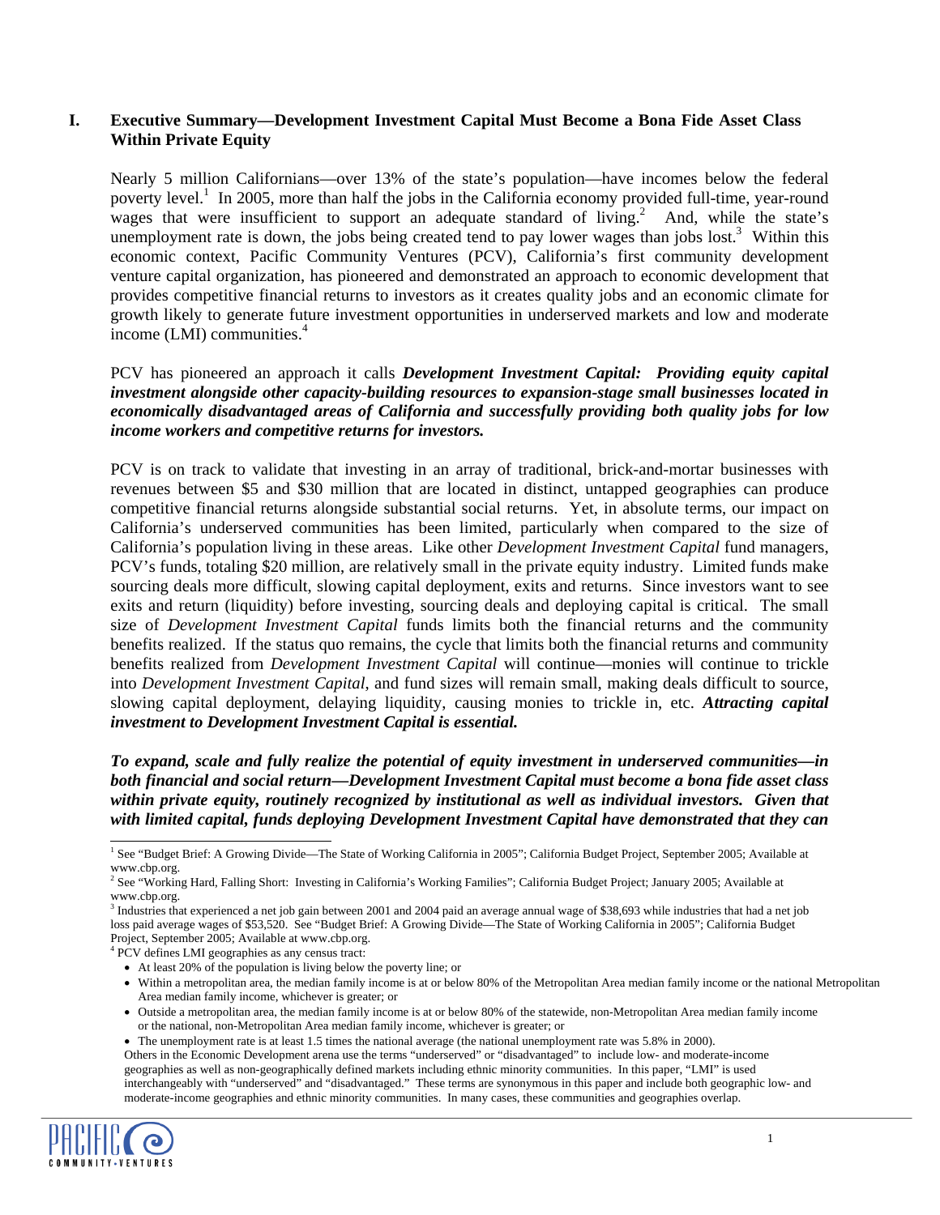## I. Executive Summary—Development Investment Capital Must Become a Bona Fide Asset Class Within Private Equity

Nearly 5 million Californians—over 13% of the state's population—have incomes below the federal poverty level.[1] In 2005, more than half the jobs in the California economy provided full-time, year-round wages that were insufficient to support an adequate standard of living.[2] And, while the state's unemployment rate is down, the jobs being created tend to pay lower wages than jobs lost.[3] Within this economic context, Pacific Community Ventures (PCV), California's first community development venture capital organization, has pioneered and demonstrated an approach to economic development that provides competitive financial returns to investors as it creates quality jobs and an economic climate for growth likely to generate future investment opportunities in underserved markets and low and moderate income (LMI) communities.[4]

PCV has pioneered an approach it calls ***Development Investment Capital: Providing equity capital investment alongside other capacity-building resources to expansion-stage small businesses located in economically disadvantaged areas of California and successfully providing both quality jobs for low income workers and competitive returns for investors.***

PCV is on track to validate that investing in an array of traditional, brick-and-mortar businesses with revenues between $5 and $30 million that are located in distinct, untapped geographies can produce competitive financial returns alongside substantial social returns. Yet, in absolute terms, our impact on California's underserved communities has been limited, particularly when compared to the size of California's population living in these areas. Like other *Development Investment Capital* fund managers, PCV's funds, totaling $20 million, are relatively small in the private equity industry. Limited funds make sourcing deals more difficult, slowing capital deployment, exits and returns. Since investors want to see exits and return (liquidity) before investing, sourcing deals and deploying capital is critical. The small size of *Development Investment Capital* funds limits both the financial returns and the community benefits realized. If the status quo remains, the cycle that limits both the financial returns and community benefits realized from *Development Investment Capital* will continue—monies will continue to trickle into *Development Investment Capital*, and fund sizes will remain small, making deals difficult to source, slowing capital deployment, delaying liquidity, causing monies to trickle in, etc. ***Attracting capital investment to Development Investment Capital is essential.***

***To expand, scale and fully realize the potential of equity investment in underserved communities—in both financial and social return—Development Investment Capital must become a bona fide asset class within private equity, routinely recognized by institutional as well as individual investors. Given that with limited capital, funds deploying Development Investment Capital have demonstrated that they can***

---

[1] See "Budget Brief: A Growing Divide—The State of Working California in 2005"; California Budget Project, September 2005; Available at www.cbp.org.

[2] See "Working Hard, Falling Short: Investing in California's Working Families"; California Budget Project; January 2005; Available at www.cbp.org.

[3] Industries that experienced a net job gain between 2001 and 2004 paid an average annual wage of $38,693 while industries that had a net job loss paid average wages of $53,520. See "Budget Brief: A Growing Divide—The State of Working California in 2005"; California Budget Project, September 2005; Available at www.cbp.org.

[4] PCV defines LMI geographies as any census tract:

- At least 20% of the population is living below the poverty line; or
- Within a metropolitan area, the median family income is at or below 80% of the Metropolitan Area median family income or the national Metropolitan Area median family income, whichever is greater; or
- Outside a metropolitan area, the median family income is at or below 80% of the statewide, non-Metropolitan Area median family income or the national, non-Metropolitan Area median family income, whichever is greater; or
- The unemployment rate is at least 1.5 times the national average (the national unemployment rate was 5.8% in 2000).

Others in the Economic Development arena use the terms "underserved" or "disadvantaged" to include low- and moderate-income geographies as well as non-geographically defined markets including ethnic minority communities. In this paper, "LMI" is used interchangeably with "underserved" and "disadvantaged." These terms are synonymous in this paper and include both geographic low- and moderate-income geographies and ethnic minority communities. In many cases, these communities and geographies overlap.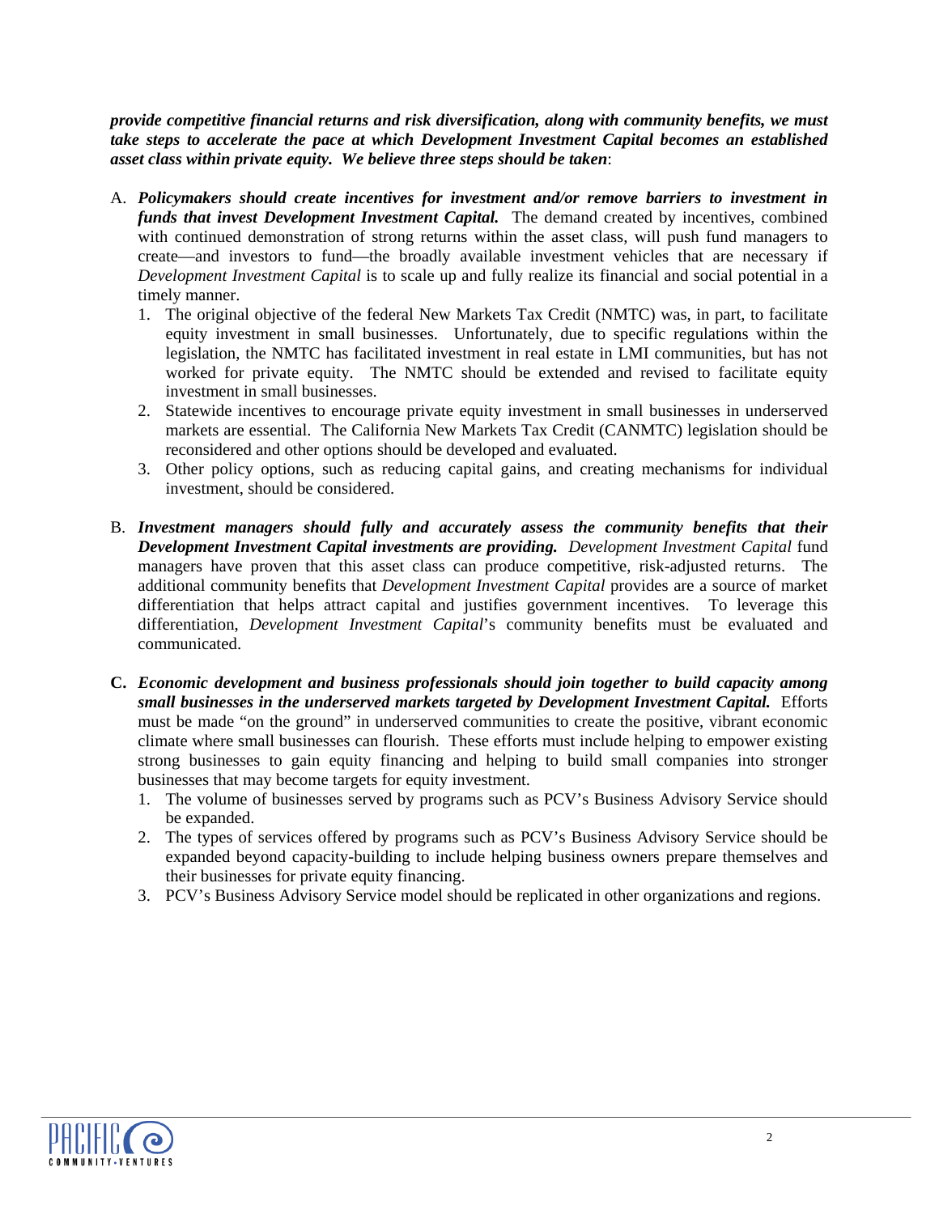***provide competitive financial returns and risk diversification, along with community benefits, we must take steps to accelerate the pace at which Development Investment Capital becomes an established asset class within private equity. We believe three steps should be taken***:

A. ***Policymakers should create incentives for investment and/or remove barriers to investment in funds that invest Development Investment Capital.*** The demand created by incentives, combined with continued demonstration of strong returns within the asset class, will push fund managers to create—and investors to fund—the broadly available investment vehicles that are necessary if *Development Investment Capital* is to scale up and fully realize its financial and social potential in a timely manner.
   1. The original objective of the federal New Markets Tax Credit (NMTC) was, in part, to facilitate equity investment in small businesses. Unfortunately, due to specific regulations within the legislation, the NMTC has facilitated investment in real estate in LMI communities, but has not worked for private equity. The NMTC should be extended and revised to facilitate equity investment in small businesses.
   2. Statewide incentives to encourage private equity investment in small businesses in underserved markets are essential. The California New Markets Tax Credit (CANMTC) legislation should be reconsidered and other options should be developed and evaluated.
   3. Other policy options, such as reducing capital gains, and creating mechanisms for individual investment, should be considered.

B. ***Investment managers should fully and accurately assess the community benefits that their Development Investment Capital investments are providing.*** *Development Investment Capital* fund managers have proven that this asset class can produce competitive, risk-adjusted returns. The additional community benefits that *Development Investment Capital* provides are a source of market differentiation that helps attract capital and justifies government incentives. To leverage this differentiation, *Development Investment Capital*'s community benefits must be evaluated and communicated.

C. ***Economic development and business professionals should join together to build capacity among small businesses in the underserved markets targeted by Development Investment Capital.*** Efforts must be made "on the ground" in underserved communities to create the positive, vibrant economic climate where small businesses can flourish. These efforts must include helping to empower existing strong businesses to gain equity financing and helping to build small companies into stronger businesses that may become targets for equity investment.
   1. The volume of businesses served by programs such as PCV's Business Advisory Service should be expanded.
   2. The types of services offered by programs such as PCV's Business Advisory Service should be expanded beyond capacity-building to include helping business owners prepare themselves and their businesses for private equity financing.
   3. PCV's Business Advisory Service model should be replicated in other organizations and regions.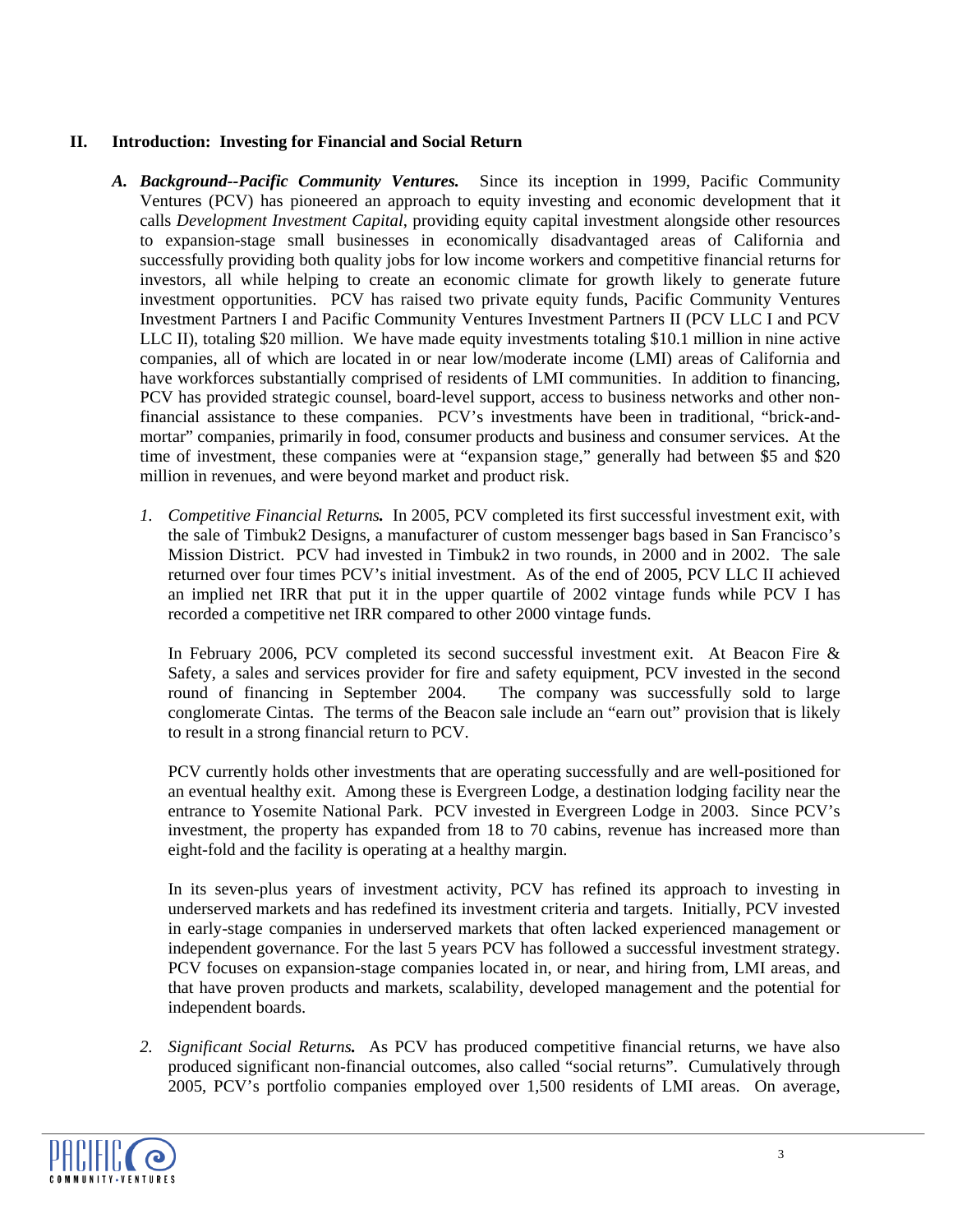## II. Introduction: Investing for Financial and Social Return

***A. Background--Pacific Community Ventures.*** Since its inception in 1999, Pacific Community Ventures (PCV) has pioneered an approach to equity investing and economic development that it calls *Development Investment Capital*, providing equity capital investment alongside other resources to expansion-stage small businesses in economically disadvantaged areas of California and successfully providing both quality jobs for low income workers and competitive financial returns for investors, all while helping to create an economic climate for growth likely to generate future investment opportunities. PCV has raised two private equity funds, Pacific Community Ventures Investment Partners I and Pacific Community Ventures Investment Partners II (PCV LLC I and PCV LLC II), totaling $20 million. We have made equity investments totaling $10.1 million in nine active companies, all of which are located in or near low/moderate income (LMI) areas of California and have workforces substantially comprised of residents of LMI communities. In addition to financing, PCV has provided strategic counsel, board-level support, access to business networks and other non-financial assistance to these companies. PCV's investments have been in traditional, "brick-and-mortar" companies, primarily in food, consumer products and business and consumer services. At the time of investment, these companies were at "expansion stage," generally had between $5 and $20 million in revenues, and were beyond market and product risk.

1. *Competitive Financial Returns.* In 2005, PCV completed its first successful investment exit, with the sale of Timbuk2 Designs, a manufacturer of custom messenger bags based in San Francisco's Mission District. PCV had invested in Timbuk2 in two rounds, in 2000 and in 2002. The sale returned over four times PCV's initial investment. As of the end of 2005, PCV LLC II achieved an implied net IRR that put it in the upper quartile of 2002 vintage funds while PCV I has recorded a competitive net IRR compared to other 2000 vintage funds.

   In February 2006, PCV completed its second successful investment exit. At Beacon Fire & Safety, a sales and services provider for fire and safety equipment, PCV invested in the second round of financing in September 2004. The company was successfully sold to large conglomerate Cintas. The terms of the Beacon sale include an "earn out" provision that is likely to result in a strong financial return to PCV.

   PCV currently holds other investments that are operating successfully and are well-positioned for an eventual healthy exit. Among these is Evergreen Lodge, a destination lodging facility near the entrance to Yosemite National Park. PCV invested in Evergreen Lodge in 2003. Since PCV's investment, the property has expanded from 18 to 70 cabins, revenue has increased more than eight-fold and the facility is operating at a healthy margin.

   In its seven-plus years of investment activity, PCV has refined its approach to investing in underserved markets and has redefined its investment criteria and targets. Initially, PCV invested in early-stage companies in underserved markets that often lacked experienced management or independent governance. For the last 5 years PCV has followed a successful investment strategy. PCV focuses on expansion-stage companies located in, or near, and hiring from, LMI areas, and that have proven products and markets, scalability, developed management and the potential for independent boards.

2. *Significant Social Returns.* As PCV has produced competitive financial returns, we have also produced significant non-financial outcomes, also called "social returns". Cumulatively through 2005, PCV's portfolio companies employed over 1,500 residents of LMI areas. On average,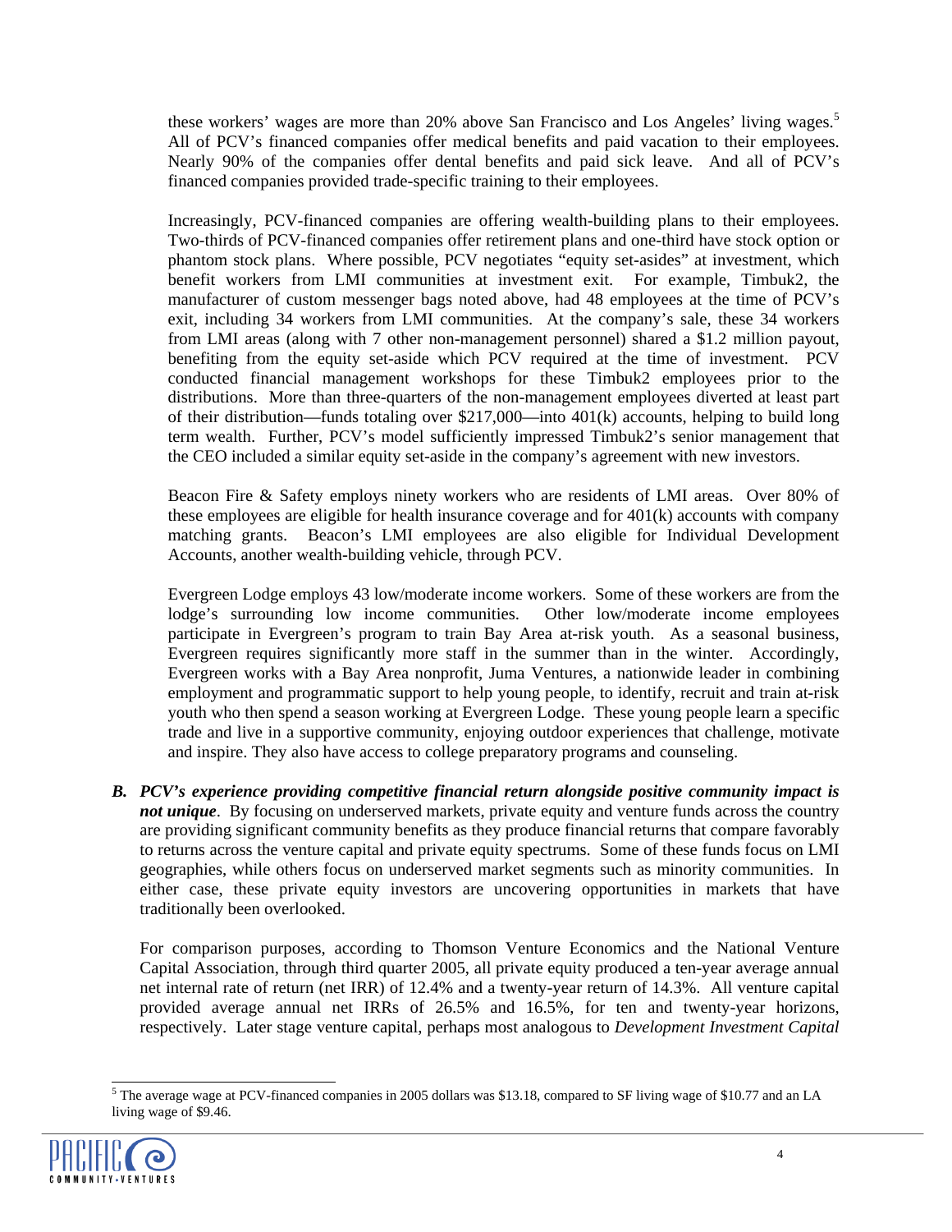these workers' wages are more than 20% above San Francisco and Los Angeles' living wages.[5] All of PCV's financed companies offer medical benefits and paid vacation to their employees. Nearly 90% of the companies offer dental benefits and paid sick leave. And all of PCV's financed companies provided trade-specific training to their employees.

Increasingly, PCV-financed companies are offering wealth-building plans to their employees. Two-thirds of PCV-financed companies offer retirement plans and one-third have stock option or phantom stock plans. Where possible, PCV negotiates "equity set-asides" at investment, which benefit workers from LMI communities at investment exit. For example, Timbuk2, the manufacturer of custom messenger bags noted above, had 48 employees at the time of PCV's exit, including 34 workers from LMI communities. At the company's sale, these 34 workers from LMI areas (along with 7 other non-management personnel) shared a $1.2 million payout, benefiting from the equity set-aside which PCV required at the time of investment. PCV conducted financial management workshops for these Timbuk2 employees prior to the distributions. More than three-quarters of the non-management employees diverted at least part of their distribution—funds totaling over $217,000—into 401(k) accounts, helping to build long term wealth. Further, PCV's model sufficiently impressed Timbuk2's senior management that the CEO included a similar equity set-aside in the company's agreement with new investors.

Beacon Fire & Safety employs ninety workers who are residents of LMI areas. Over 80% of these employees are eligible for health insurance coverage and for 401(k) accounts with company matching grants. Beacon's LMI employees are also eligible for Individual Development Accounts, another wealth-building vehicle, through PCV.

Evergreen Lodge employs 43 low/moderate income workers. Some of these workers are from the lodge's surrounding low income communities. Other low/moderate income employees participate in Evergreen's program to train Bay Area at-risk youth. As a seasonal business, Evergreen requires significantly more staff in the summer than in the winter. Accordingly, Evergreen works with a Bay Area nonprofit, Juma Ventures, a nationwide leader in combining employment and programmatic support to help young people, to identify, recruit and train at-risk youth who then spend a season working at Evergreen Lodge. These young people learn a specific trade and live in a supportive community, enjoying outdoor experiences that challenge, motivate and inspire. They also have access to college preparatory programs and counseling.

***B. PCV's experience providing competitive financial return alongside positive community impact is not unique***. By focusing on underserved markets, private equity and venture funds across the country are providing significant community benefits as they produce financial returns that compare favorably to returns across the venture capital and private equity spectrums. Some of these funds focus on LMI geographies, while others focus on underserved market segments such as minority communities. In either case, these private equity investors are uncovering opportunities in markets that have traditionally been overlooked.

For comparison purposes, according to Thomson Venture Economics and the National Venture Capital Association, through third quarter 2005, all private equity produced a ten-year average annual net internal rate of return (net IRR) of 12.4% and a twenty-year return of 14.3%. All venture capital provided average annual net IRRs of 26.5% and 16.5%, for ten and twenty-year horizons, respectively. Later stage venture capital, perhaps most analogous to *Development Investment Capital*

[5] The average wage at PCV-financed companies in 2005 dollars was $13.18, compared to SF living wage of $10.77 and an LA living wage of $9.46.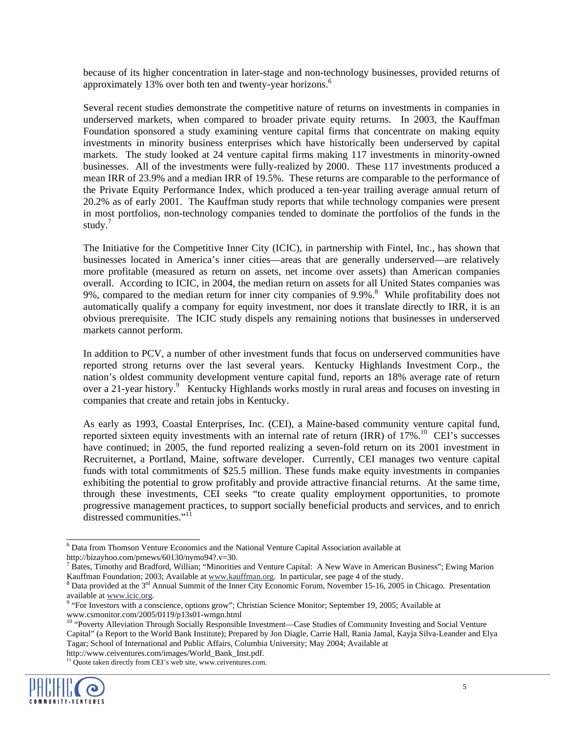because of its higher concentration in later-stage and non-technology businesses, provided returns of approximately 13% over both ten and twenty-year horizons.[6]

Several recent studies demonstrate the competitive nature of returns on investments in companies in underserved markets, when compared to broader private equity returns. In 2003, the Kauffman Foundation sponsored a study examining venture capital firms that concentrate on making equity investments in minority business enterprises which have historically been underserved by capital markets. The study looked at 24 venture capital firms making 117 investments in minority-owned businesses. All of the investments were fully-realized by 2000. These 117 investments produced a mean IRR of 23.9% and a median IRR of 19.5%. These returns are comparable to the performance of the Private Equity Performance Index, which produced a ten-year trailing average annual return of 20.2% as of early 2001. The Kauffman study reports that while technology companies were present in most portfolios, non-technology companies tended to dominate the portfolios of the funds in the study.[7]

The Initiative for the Competitive Inner City (ICIC), in partnership with Fintel, Inc., has shown that businesses located in America's inner cities—areas that are generally underserved—are relatively more profitable (measured as return on assets, net income over assets) than American companies overall. According to ICIC, in 2004, the median return on assets for all United States companies was 9%, compared to the median return for inner city companies of 9.9%.[8] While profitability does not automatically qualify a company for equity investment, nor does it translate directly to IRR, it is an obvious prerequisite. The ICIC study dispels any remaining notions that businesses in underserved markets cannot perform.

In addition to PCV, a number of other investment funds that focus on underserved communities have reported strong returns over the last several years. Kentucky Highlands Investment Corp., the nation's oldest community development venture capital fund, reports an 18% average rate of return over a 21-year history.[9] Kentucky Highlands works mostly in rural areas and focuses on investing in companies that create and retain jobs in Kentucky.

As early as 1993, Coastal Enterprises, Inc. (CEI), a Maine-based community venture capital fund, reported sixteen equity investments with an internal rate of return (IRR) of 17%.[10] CEI's successes have continued; in 2005, the fund reported realizing a seven-fold return on its 2001 investment in Recruiternet, a Portland, Maine, software developer. Currently, CEI manages two venture capital funds with total commitments of $25.5 million. These funds make equity investments in companies exhibiting the potential to grow profitably and provide attractive financial returns. At the same time, through these investments, CEI seeks "to create quality employment opportunities, to promote progressive management practices, to support socially beneficial products and services, and to enrich distressed communities."[11]

---

[6] Data from Thomson Venture Economics and the National Venture Capital Association available at http://bizayhoo.com/prnews/60130/nymo94?.v=30.

[7] Bates, Timothy and Bradford, Willian; "Minorities and Venture Capital: A New Wave in American Business"; Ewing Marion Kauffman Foundation; 2003; Available at www.kauffman.org. In particular, see page 4 of the study.

[8] Data provided at the 3rd Annual Summit of the Inner City Economic Forum, November 15-16, 2005 in Chicago. Presentation available at www.icic.org.

[9] "For Investors with a conscience, options grow"; Christian Science Monitor; September 19, 2005; Available at www.csmonitor.com/2005/0119/p13s01-wmgn.html

[10] "Poverty Alleviation Through Socially Responsible Investment—Case Studies of Community Investing and Social Venture Capital" (a Report to the World Bank Institute); Prepared by Jon Diagle, Carrie Hall, Rania Jamal, Kayja Silva-Leander and Elya Tagar; School of International and Public Affairs, Columbia University; May 2004; Available at http://www.ceiventures.com/images/World_Bank_Inst.pdf.

[11] Quote taken directly from CEI's web site, www.ceiventures.com.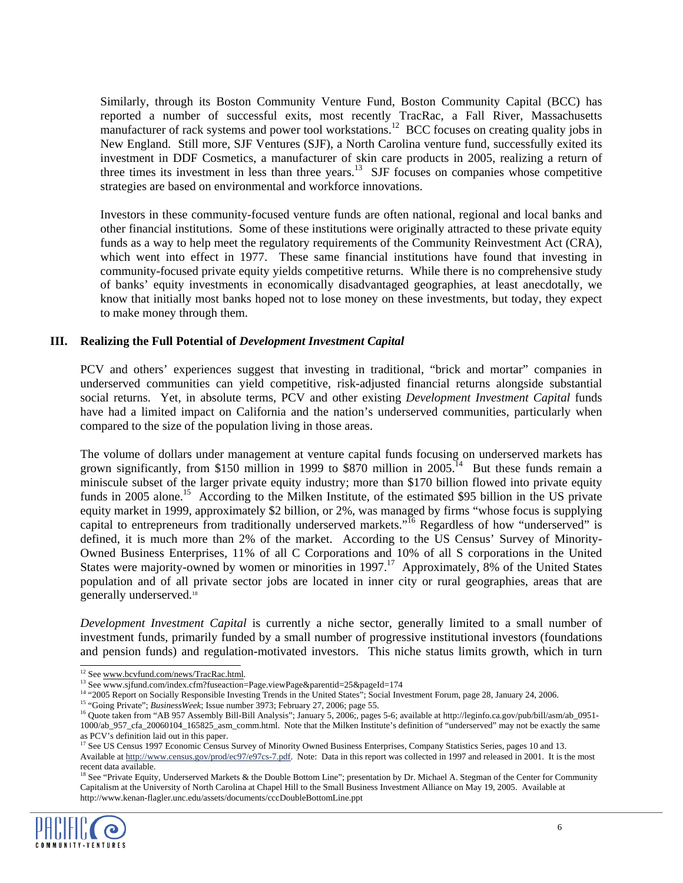Similarly, through its Boston Community Venture Fund, Boston Community Capital (BCC) has reported a number of successful exits, most recently TracRac, a Fall River, Massachusetts manufacturer of rack systems and power tool workstations.[12] BCC focuses on creating quality jobs in New England. Still more, SJF Ventures (SJF), a North Carolina venture fund, successfully exited its investment in DDF Cosmetics, a manufacturer of skin care products in 2005, realizing a return of three times its investment in less than three years.[13] SJF focuses on companies whose competitive strategies are based on environmental and workforce innovations.

Investors in these community-focused venture funds are often national, regional and local banks and other financial institutions. Some of these institutions were originally attracted to these private equity funds as a way to help meet the regulatory requirements of the Community Reinvestment Act (CRA), which went into effect in 1977. These same financial institutions have found that investing in community-focused private equity yields competitive returns. While there is no comprehensive study of banks' equity investments in economically disadvantaged geographies, at least anecdotally, we know that initially most banks hoped not to lose money on these investments, but today, they expect to make money through them.

## III. Realizing the Full Potential of *Development Investment Capital*

PCV and others' experiences suggest that investing in traditional, "brick and mortar" companies in underserved communities can yield competitive, risk-adjusted financial returns alongside substantial social returns. Yet, in absolute terms, PCV and other existing *Development Investment Capital* funds have had a limited impact on California and the nation's underserved communities, particularly when compared to the size of the population living in those areas.

The volume of dollars under management at venture capital funds focusing on underserved markets has grown significantly, from \$150 million in 1999 to \$870 million in 2005.[14] But these funds remain a miniscule subset of the larger private equity industry; more than \$170 billion flowed into private equity funds in 2005 alone.[15] According to the Milken Institute, of the estimated \$95 billion in the US private equity market in 1999, approximately \$2 billion, or 2%, was managed by firms "whose focus is supplying capital to entrepreneurs from traditionally underserved markets."[16] Regardless of how "underserved" is defined, it is much more than 2% of the market. According to the US Census' Survey of Minority-Owned Business Enterprises, 11% of all C Corporations and 10% of all S corporations in the United States were majority-owned by women or minorities in 1997.[17] Approximately, 8% of the United States population and of all private sector jobs are located in inner city or rural geographies, areas that are generally underserved.[18]

*Development Investment Capital* is currently a niche sector, generally limited to a small number of investment funds, primarily funded by a small number of progressive institutional investors (foundations and pension funds) and regulation-motivated investors. This niche status limits growth, which in turn

---

[12] See www.bcvfund.com/news/TracRac.html.

[13] See www.sjfund.com/index.cfm?fuseaction=Page.viewPage&parentid=25&pageId=174

[14] "2005 Report on Socially Responsible Investing Trends in the United States"; Social Investment Forum, page 28, January 24, 2006.

[15] "Going Private"; *BusinessWeek*; Issue number 3973; February 27, 2006; page 55.

[16] Quote taken from "AB 957 Assembly Bill-Bill Analysis"; January 5, 2006;, pages 5-6; available at http://leginfo.ca.gov/pub/bill/asm/ab_0951-1000/ab_957_cfa_20060104_165825_asm_comm.html. Note that the Milken Institute's definition of "underserved" may not be exactly the same as PCV's definition laid out in this paper.

[17] See US Census 1997 Economic Census Survey of Minority Owned Business Enterprises, Company Statistics Series, pages 10 and 13. Available at http://www.census.gov/prod/ec97/e97cs-7.pdf. Note: Data in this report was collected in 1997 and released in 2001. It is the most recent data available.

[18] See "Private Equity, Underserved Markets & the Double Bottom Line"; presentation by Dr. Michael A. Stegman of the Center for Community Capitalism at the University of North Carolina at Chapel Hill to the Small Business Investment Alliance on May 19, 2005. Available at http://www.kenan-flagler.unc.edu/assets/documents/cccDoubleBottomLine.ppt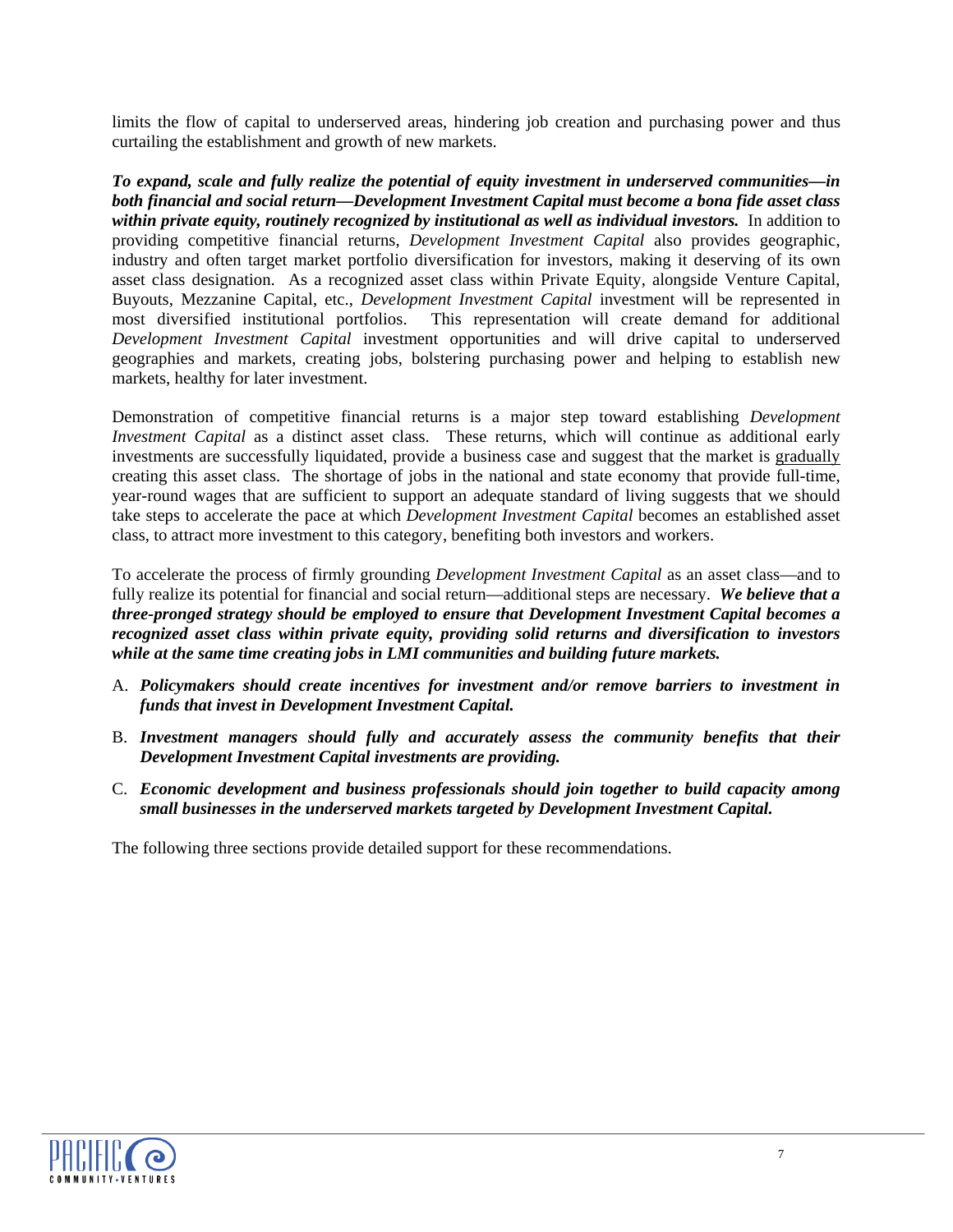limits the flow of capital to underserved areas, hindering job creation and purchasing power and thus curtailing the establishment and growth of new markets.

***To expand, scale and fully realize the potential of equity investment in underserved communities—in both financial and social return—Development Investment Capital must become a bona fide asset class within private equity, routinely recognized by institutional as well as individual investors.*** In addition to providing competitive financial returns, *Development Investment Capital* also provides geographic, industry and often target market portfolio diversification for investors, making it deserving of its own asset class designation. As a recognized asset class within Private Equity, alongside Venture Capital, Buyouts, Mezzanine Capital, etc., *Development Investment Capital* investment will be represented in most diversified institutional portfolios. This representation will create demand for additional *Development Investment Capital* investment opportunities and will drive capital to underserved geographies and markets, creating jobs, bolstering purchasing power and helping to establish new markets, healthy for later investment.

Demonstration of competitive financial returns is a major step toward establishing *Development Investment Capital* as a distinct asset class. These returns, which will continue as additional early investments are successfully liquidated, provide a business case and suggest that the market is gradually creating this asset class. The shortage of jobs in the national and state economy that provide full-time, year-round wages that are sufficient to support an adequate standard of living suggests that we should take steps to accelerate the pace at which *Development Investment Capital* becomes an established asset class, to attract more investment to this category, benefiting both investors and workers.

To accelerate the process of firmly grounding *Development Investment Capital* as an asset class—and to fully realize its potential for financial and social return—additional steps are necessary. ***We believe that a three-pronged strategy should be employed to ensure that Development Investment Capital becomes a recognized asset class within private equity, providing solid returns and diversification to investors while at the same time creating jobs in LMI communities and building future markets.***

A. ***Policymakers should create incentives for investment and/or remove barriers to investment in funds that invest in Development Investment Capital.***

B. ***Investment managers should fully and accurately assess the community benefits that their Development Investment Capital investments are providing.***

C. ***Economic development and business professionals should join together to build capacity among small businesses in the underserved markets targeted by Development Investment Capital.***

The following three sections provide detailed support for these recommendations.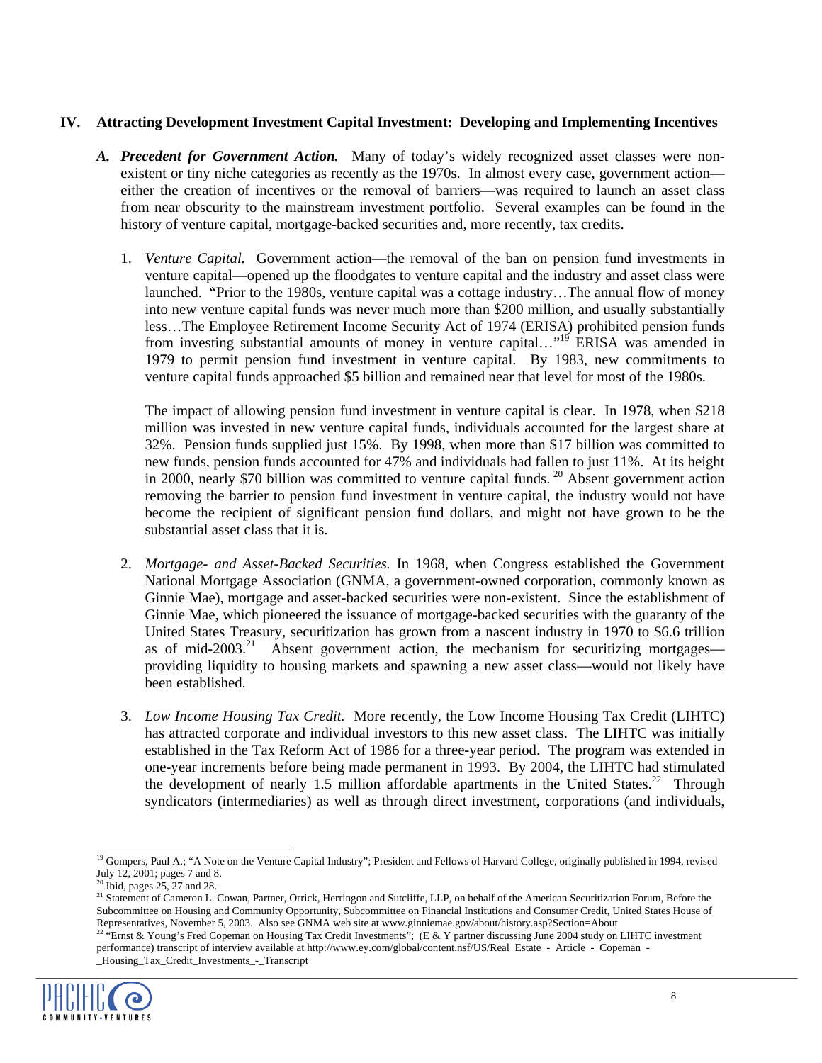## IV. Attracting Development Investment Capital Investment: Developing and Implementing Incentives

***A. Precedent for Government Action.*** Many of today's widely recognized asset classes were non-existent or tiny niche categories as recently as the 1970s. In almost every case, government action—either the creation of incentives or the removal of barriers—was required to launch an asset class from near obscurity to the mainstream investment portfolio. Several examples can be found in the history of venture capital, mortgage-backed securities and, more recently, tax credits.

1. *Venture Capital.* Government action—the removal of the ban on pension fund investments in venture capital—opened up the floodgates to venture capital and the industry and asset class were launched. "Prior to the 1980s, venture capital was a cottage industry…The annual flow of money into new venture capital funds was never much more than $200 million, and usually substantially less…The Employee Retirement Income Security Act of 1974 (ERISA) prohibited pension funds from investing substantial amounts of money in venture capital…"[19] ERISA was amended in 1979 to permit pension fund investment in venture capital. By 1983, new commitments to venture capital funds approached $5 billion and remained near that level for most of the 1980s.

   The impact of allowing pension fund investment in venture capital is clear. In 1978, when $218 million was invested in new venture capital funds, individuals accounted for the largest share at 32%. Pension funds supplied just 15%. By 1998, when more than $17 billion was committed to new funds, pension funds accounted for 47% and individuals had fallen to just 11%. At its height in 2000, nearly $70 billion was committed to venture capital funds.[20] Absent government action removing the barrier to pension fund investment in venture capital, the industry would not have become the recipient of significant pension fund dollars, and might not have grown to be the substantial asset class that it is.

2. *Mortgage- and Asset-Backed Securities.* In 1968, when Congress established the Government National Mortgage Association (GNMA, a government-owned corporation, commonly known as Ginnie Mae), mortgage and asset-backed securities were non-existent. Since the establishment of Ginnie Mae, which pioneered the issuance of mortgage-backed securities with the guaranty of the United States Treasury, securitization has grown from a nascent industry in 1970 to $6.6 trillion as of mid-2003.[21] Absent government action, the mechanism for securitizing mortgages—providing liquidity to housing markets and spawning a new asset class—would not likely have been established.

3. *Low Income Housing Tax Credit.* More recently, the Low Income Housing Tax Credit (LIHTC) has attracted corporate and individual investors to this new asset class. The LIHTC was initially established in the Tax Reform Act of 1986 for a three-year period. The program was extended in one-year increments before being made permanent in 1993. By 2004, the LIHTC had stimulated the development of nearly 1.5 million affordable apartments in the United States.[22] Through syndicators (intermediaries) as well as through direct investment, corporations (and individuals,

---

[19] Gompers, Paul A.; "A Note on the Venture Capital Industry"; President and Fellows of Harvard College, originally published in 1994, revised July 12, 2001; pages 7 and 8.

[20] Ibid, pages 25, 27 and 28.

[21] Statement of Cameron L. Cowan, Partner, Orrick, Herringon and Sutcliffe, LLP, on behalf of the American Securitization Forum, Before the Subcommittee on Housing and Community Opportunity, Subcommittee on Financial Institutions and Consumer Credit, United States House of Representatives, November 5, 2003. Also see GNMA web site at www.ginniemae.gov/about/history.asp?Section=About

[22] "Ernst & Young's Fred Copeman on Housing Tax Credit Investments"; (E & Y partner discussing June 2004 study on LIHTC investment performance) transcript of interview available at http://www.ey.com/global/content.nsf/US/Real_Estate_-_Article_-_Copeman_-_Housing_Tax_Credit_Investments_-_Transcript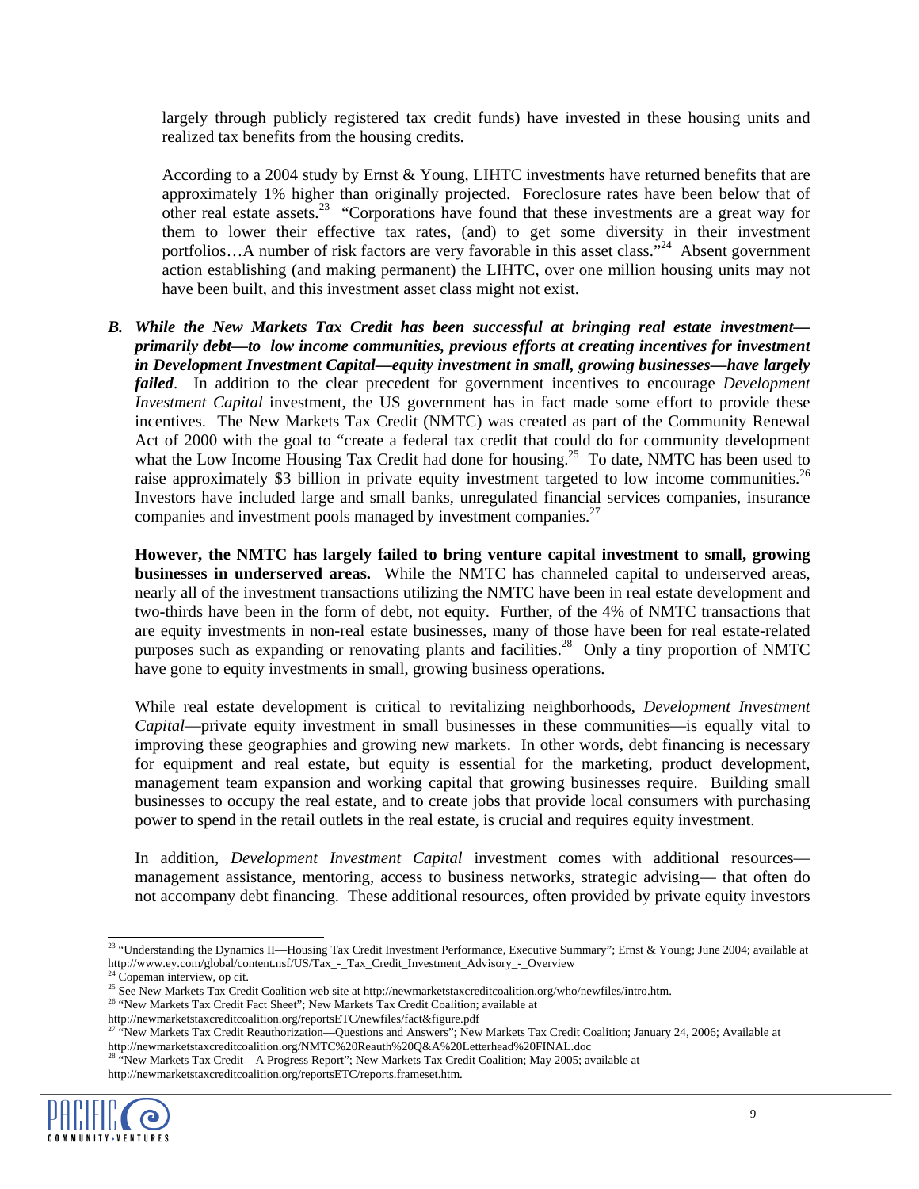largely through publicly registered tax credit funds) have invested in these housing units and realized tax benefits from the housing credits.

According to a 2004 study by Ernst & Young, LIHTC investments have returned benefits that are approximately 1% higher than originally projected. Foreclosure rates have been below that of other real estate assets.[23] "Corporations have found that these investments are a great way for them to lower their effective tax rates, (and) to get some diversity in their investment portfolios…A number of risk factors are very favorable in this asset class."[24] Absent government action establishing (and making permanent) the LIHTC, over one million housing units may not have been built, and this investment asset class might not exist.

***B. While the New Markets Tax Credit has been successful at bringing real estate investment—primarily debt—to low income communities, previous efforts at creating incentives for investment in Development Investment Capital—equity investment in small, growing businesses—have largely failed***. In addition to the clear precedent for government incentives to encourage *Development Investment Capital* investment, the US government has in fact made some effort to provide these incentives. The New Markets Tax Credit (NMTC) was created as part of the Community Renewal Act of 2000 with the goal to "create a federal tax credit that could do for community development what the Low Income Housing Tax Credit had done for housing.[25] To date, NMTC has been used to raise approximately \$3 billion in private equity investment targeted to low income communities.[26] Investors have included large and small banks, unregulated financial services companies, insurance companies and investment pools managed by investment companies.[27]

**However, the NMTC has largely failed to bring venture capital investment to small, growing businesses in underserved areas.** While the NMTC has channeled capital to underserved areas, nearly all of the investment transactions utilizing the NMTC have been in real estate development and two-thirds have been in the form of debt, not equity. Further, of the 4% of NMTC transactions that are equity investments in non-real estate businesses, many of those have been for real estate-related purposes such as expanding or renovating plants and facilities.[28] Only a tiny proportion of NMTC have gone to equity investments in small, growing business operations.

While real estate development is critical to revitalizing neighborhoods, *Development Investment Capital*—private equity investment in small businesses in these communities—is equally vital to improving these geographies and growing new markets. In other words, debt financing is necessary for equipment and real estate, but equity is essential for the marketing, product development, management team expansion and working capital that growing businesses require. Building small businesses to occupy the real estate, and to create jobs that provide local consumers with purchasing power to spend in the retail outlets in the real estate, is crucial and requires equity investment.

In addition, *Development Investment Capital* investment comes with additional resources—management assistance, mentoring, access to business networks, strategic advising— that often do not accompany debt financing. These additional resources, often provided by private equity investors

---

[23] "Understanding the Dynamics II—Housing Tax Credit Investment Performance, Executive Summary"; Ernst & Young; June 2004; available at http://www.ey.com/global/content.nsf/US/Tax_-_Tax_Credit_Investment_Advisory_-_Overview

[24] Copeman interview, op cit.

[25] See New Markets Tax Credit Coalition web site at http://newmarketstaxcreditcoalition.org/who/newfiles/intro.htm.

[26] "New Markets Tax Credit Fact Sheet"; New Markets Tax Credit Coalition; available at http://newmarketstaxcreditcoalition.org/reportsETC/newfiles/fact&figure.pdf

[27] "New Markets Tax Credit Reauthorization—Questions and Answers"; New Markets Tax Credit Coalition; January 24, 2006; Available at http://newmarketstaxcreditcoalition.org/NMTC%20Reauth%20Q&A%20Letterhead%20FINAL.doc

[28] "New Markets Tax Credit—A Progress Report"; New Markets Tax Credit Coalition; May 2005; available at http://newmarketstaxcreditcoalition.org/reportsETC/reports.frameset.htm.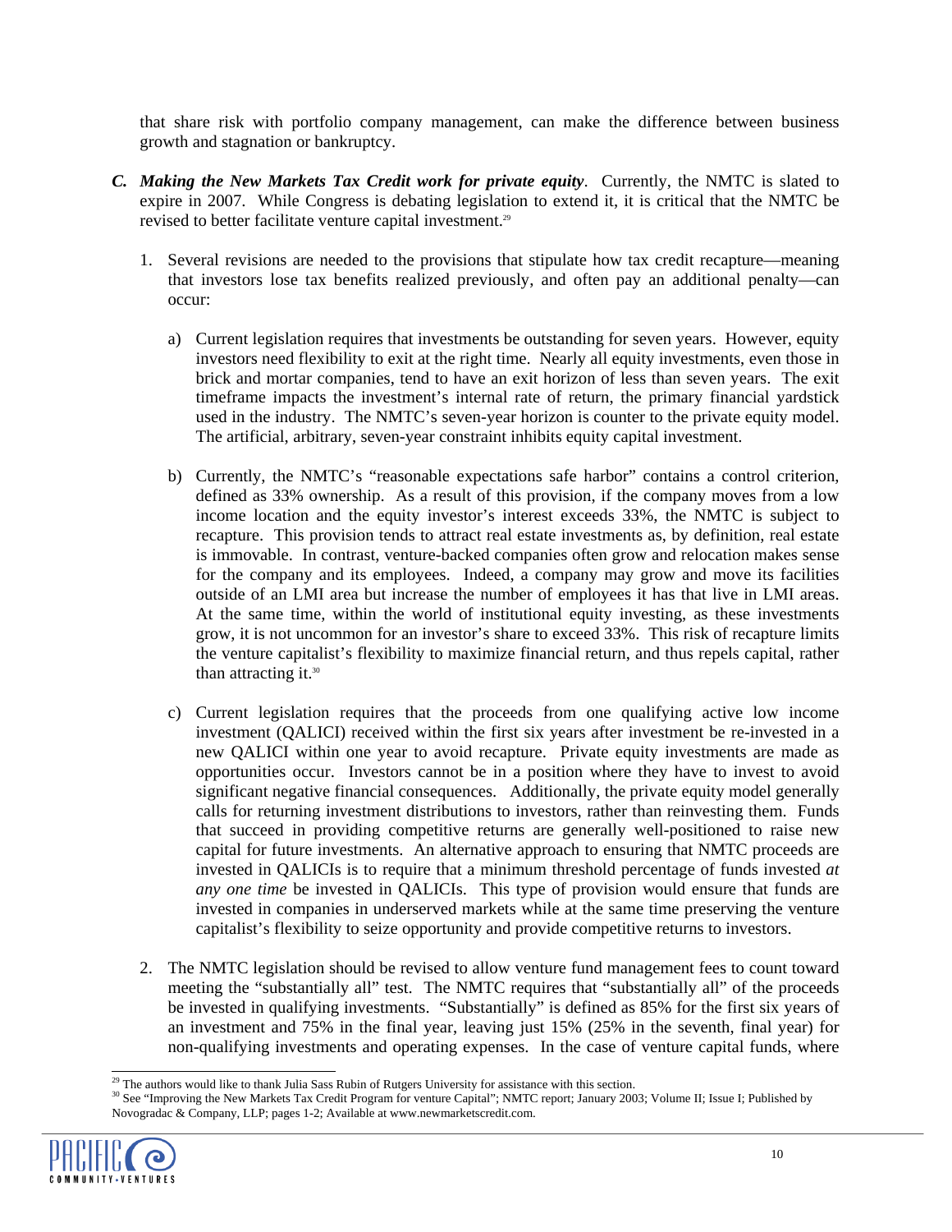that share risk with portfolio company management, can make the difference between business growth and stagnation or bankruptcy.

***C. Making the New Markets Tax Credit work for private equity***. Currently, the NMTC is slated to expire in 2007. While Congress is debating legislation to extend it, it is critical that the NMTC be revised to better facilitate venture capital investment.[29]

1. Several revisions are needed to the provisions that stipulate how tax credit recapture—meaning that investors lose tax benefits realized previously, and often pay an additional penalty—can occur:

   a) Current legislation requires that investments be outstanding for seven years. However, equity investors need flexibility to exit at the right time. Nearly all equity investments, even those in brick and mortar companies, tend to have an exit horizon of less than seven years. The exit timeframe impacts the investment's internal rate of return, the primary financial yardstick used in the industry. The NMTC's seven-year horizon is counter to the private equity model. The artificial, arbitrary, seven-year constraint inhibits equity capital investment.

   b) Currently, the NMTC's "reasonable expectations safe harbor" contains a control criterion, defined as 33% ownership. As a result of this provision, if the company moves from a low income location and the equity investor's interest exceeds 33%, the NMTC is subject to recapture. This provision tends to attract real estate investments as, by definition, real estate is immovable. In contrast, venture-backed companies often grow and relocation makes sense for the company and its employees. Indeed, a company may grow and move its facilities outside of an LMI area but increase the number of employees it has that live in LMI areas. At the same time, within the world of institutional equity investing, as these investments grow, it is not uncommon for an investor's share to exceed 33%. This risk of recapture limits the venture capitalist's flexibility to maximize financial return, and thus repels capital, rather than attracting it.[30]

   c) Current legislation requires that the proceeds from one qualifying active low income investment (QALICI) received within the first six years after investment be re-invested in a new QALICI within one year to avoid recapture. Private equity investments are made as opportunities occur. Investors cannot be in a position where they have to invest to avoid significant negative financial consequences. Additionally, the private equity model generally calls for returning investment distributions to investors, rather than reinvesting them. Funds that succeed in providing competitive returns are generally well-positioned to raise new capital for future investments. An alternative approach to ensuring that NMTC proceeds are invested in QALICIs is to require that a minimum threshold percentage of funds invested *at any one time* be invested in QALICIs. This type of provision would ensure that funds are invested in companies in underserved markets while at the same time preserving the venture capitalist's flexibility to seize opportunity and provide competitive returns to investors.

2. The NMTC legislation should be revised to allow venture fund management fees to count toward meeting the "substantially all" test. The NMTC requires that "substantially all" of the proceeds be invested in qualifying investments. "Substantially" is defined as 85% for the first six years of an investment and 75% in the final year, leaving just 15% (25% in the seventh, final year) for non-qualifying investments and operating expenses. In the case of venture capital funds, where

---

[29] The authors would like to thank Julia Sass Rubin of Rutgers University for assistance with this section.

[30] See "Improving the New Markets Tax Credit Program for venture Capital"; NMTC report; January 2003; Volume II; Issue I; Published by Novogradac & Company, LLP; pages 1-2; Available at www.newmarketscredit.com.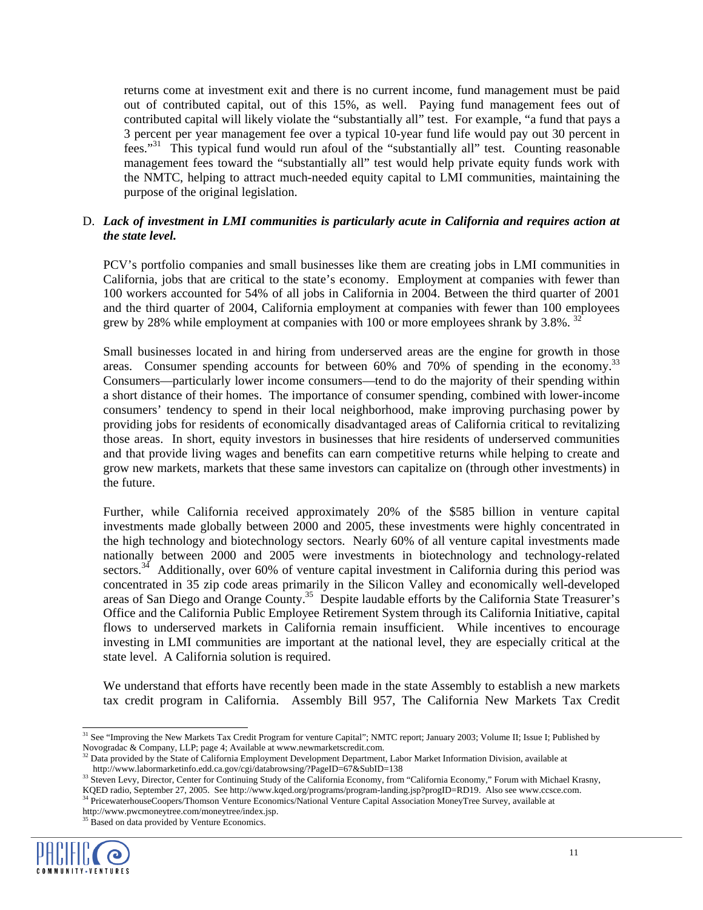returns come at investment exit and there is no current income, fund management must be paid out of contributed capital, out of this 15%, as well. Paying fund management fees out of contributed capital will likely violate the "substantially all" test. For example, "a fund that pays a 3 percent per year management fee over a typical 10-year fund life would pay out 30 percent in fees."[31] This typical fund would run afoul of the "substantially all" test. Counting reasonable management fees toward the "substantially all" test would help private equity funds work with the NMTC, helping to attract much-needed equity capital to LMI communities, maintaining the purpose of the original legislation.

D. ***Lack of investment in LMI communities is particularly acute in California and requires action at the state level.***

PCV's portfolio companies and small businesses like them are creating jobs in LMI communities in California, jobs that are critical to the state's economy. Employment at companies with fewer than 100 workers accounted for 54% of all jobs in California in 2004. Between the third quarter of 2001 and the third quarter of 2004, California employment at companies with fewer than 100 employees grew by 28% while employment at companies with 100 or more employees shrank by 3.8%.[32]

Small businesses located in and hiring from underserved areas are the engine for growth in those areas. Consumer spending accounts for between 60% and 70% of spending in the economy.[33] Consumers—particularly lower income consumers—tend to do the majority of their spending within a short distance of their homes. The importance of consumer spending, combined with lower-income consumers' tendency to spend in their local neighborhood, make improving purchasing power by providing jobs for residents of economically disadvantaged areas of California critical to revitalizing those areas. In short, equity investors in businesses that hire residents of underserved communities and that provide living wages and benefits can earn competitive returns while helping to create and grow new markets, markets that these same investors can capitalize on (through other investments) in the future.

Further, while California received approximately 20% of the $585 billion in venture capital investments made globally between 2000 and 2005, these investments were highly concentrated in the high technology and biotechnology sectors. Nearly 60% of all venture capital investments made nationally between 2000 and 2005 were investments in biotechnology and technology-related sectors.[34] Additionally, over 60% of venture capital investment in California during this period was concentrated in 35 zip code areas primarily in the Silicon Valley and economically well-developed areas of San Diego and Orange County.[35] Despite laudable efforts by the California State Treasurer's Office and the California Public Employee Retirement System through its California Initiative, capital flows to underserved markets in California remain insufficient. While incentives to encourage investing in LMI communities are important at the national level, they are especially critical at the state level. A California solution is required.

We understand that efforts have recently been made in the state Assembly to establish a new markets tax credit program in California. Assembly Bill 957, The California New Markets Tax Credit

---

[31] See "Improving the New Markets Tax Credit Program for venture Capital"; NMTC report; January 2003; Volume II; Issue I; Published by Novogradac & Company, LLP; page 4; Available at www.newmarketscredit.com.

[32] Data provided by the State of California Employment Development Department, Labor Market Information Division, available at http://www.labormarketinfo.edd.ca.gov/cgi/databrowsing/?PageID=67&SubID=138

[33] Steven Levy, Director, Center for Continuing Study of the California Economy, from "California Economy," Forum with Michael Krasny, KQED radio, September 27, 2005. See http://www.kqed.org/programs/program-landing.jsp?progID=RD19. Also see www.ccsce.com.

[34] PricewaterhouseCoopers/Thomson Venture Economics/National Venture Capital Association MoneyTree Survey, available at http://www.pwcmoneytree.com/moneytree/index.jsp.

[35] Based on data provided by Venture Economics.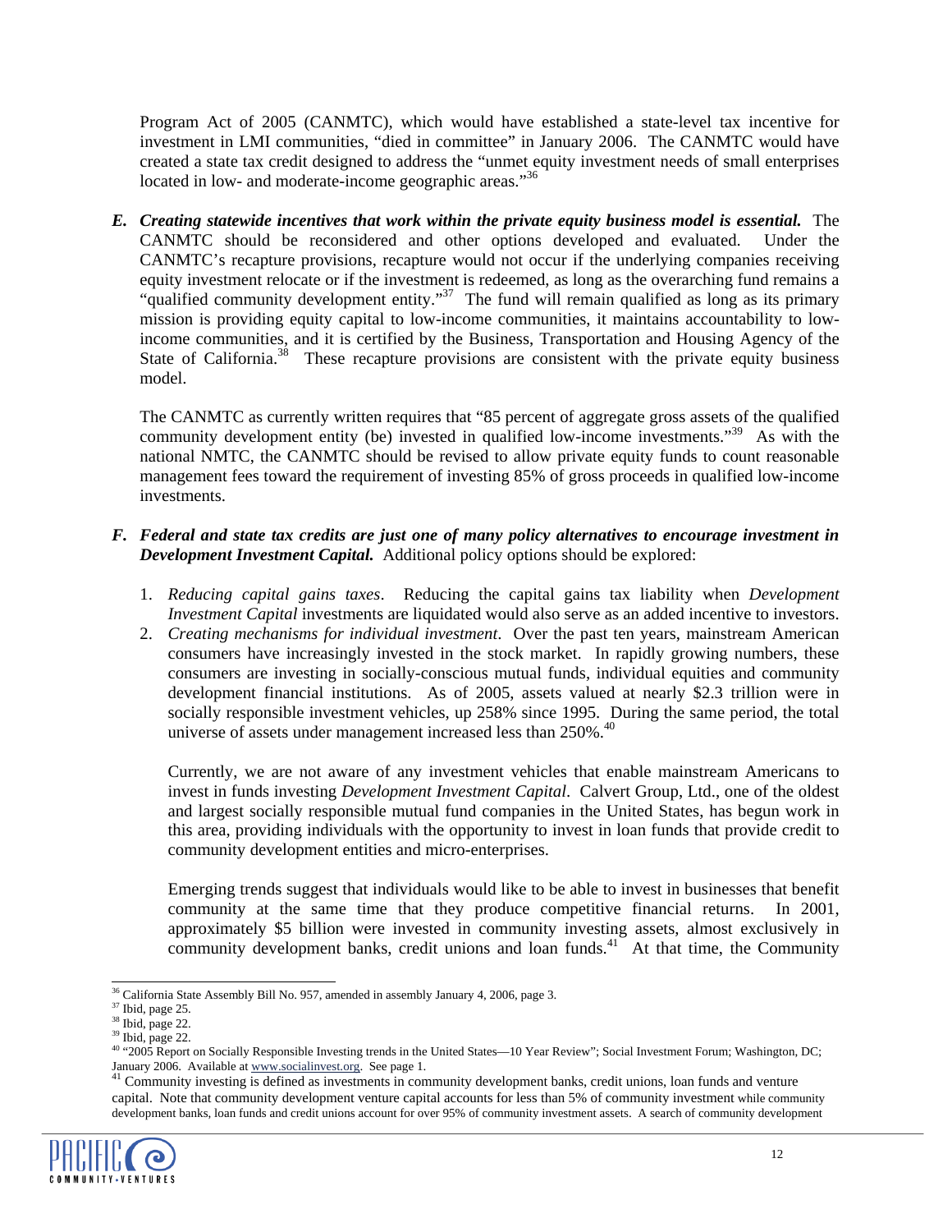Program Act of 2005 (CANMTC), which would have established a state-level tax incentive for investment in LMI communities, "died in committee" in January 2006. The CANMTC would have created a state tax credit designed to address the "unmet equity investment needs of small enterprises located in low- and moderate-income geographic areas."[36]

*E.* ***Creating statewide incentives that work within the private equity business model is essential.*** The CANMTC should be reconsidered and other options developed and evaluated. Under the CANMTC's recapture provisions, recapture would not occur if the underlying companies receiving equity investment relocate or if the investment is redeemed, as long as the overarching fund remains a "qualified community development entity."[37] The fund will remain qualified as long as its primary mission is providing equity capital to low-income communities, it maintains accountability to low-income communities, and it is certified by the Business, Transportation and Housing Agency of the State of California.[38] These recapture provisions are consistent with the private equity business model.

The CANMTC as currently written requires that "85 percent of aggregate gross assets of the qualified community development entity (be) invested in qualified low-income investments."[39] As with the national NMTC, the CANMTC should be revised to allow private equity funds to count reasonable management fees toward the requirement of investing 85% of gross proceeds in qualified low-income investments.

*F.* ***Federal and state tax credits are just one of many policy alternatives to encourage investment in Development Investment Capital.*** Additional policy options should be explored:

1. *Reducing capital gains taxes*. Reducing the capital gains tax liability when *Development Investment Capital* investments are liquidated would also serve as an added incentive to investors.
2. *Creating mechanisms for individual investment*. Over the past ten years, mainstream American consumers have increasingly invested in the stock market. In rapidly growing numbers, these consumers are investing in socially-conscious mutual funds, individual equities and community development financial institutions. As of 2005, assets valued at nearly $2.3 trillion were in socially responsible investment vehicles, up 258% since 1995. During the same period, the total universe of assets under management increased less than 250%.[40]

   Currently, we are not aware of any investment vehicles that enable mainstream Americans to invest in funds investing *Development Investment Capital*. Calvert Group, Ltd., one of the oldest and largest socially responsible mutual fund companies in the United States, has begun work in this area, providing individuals with the opportunity to invest in loan funds that provide credit to community development entities and micro-enterprises.

   Emerging trends suggest that individuals would like to be able to invest in businesses that benefit community at the same time that they produce competitive financial returns. In 2001, approximately $5 billion were invested in community investing assets, almost exclusively in community development banks, credit unions and loan funds.[41] At that time, the Community

---

[36] California State Assembly Bill No. 957, amended in assembly January 4, 2006, page 3.

[37] Ibid, page 25.

[38] Ibid, page 22.

[39] Ibid, page 22.

[40] "2005 Report on Socially Responsible Investing trends in the United States—10 Year Review"; Social Investment Forum; Washington, DC; January 2006. Available at www.socialinvest.org. See page 1.

[41] Community investing is defined as investments in community development banks, credit unions, loan funds and venture capital. Note that community development venture capital accounts for less than 5% of community investment while community development banks, loan funds and credit unions account for over 95% of community investment assets. A search of community development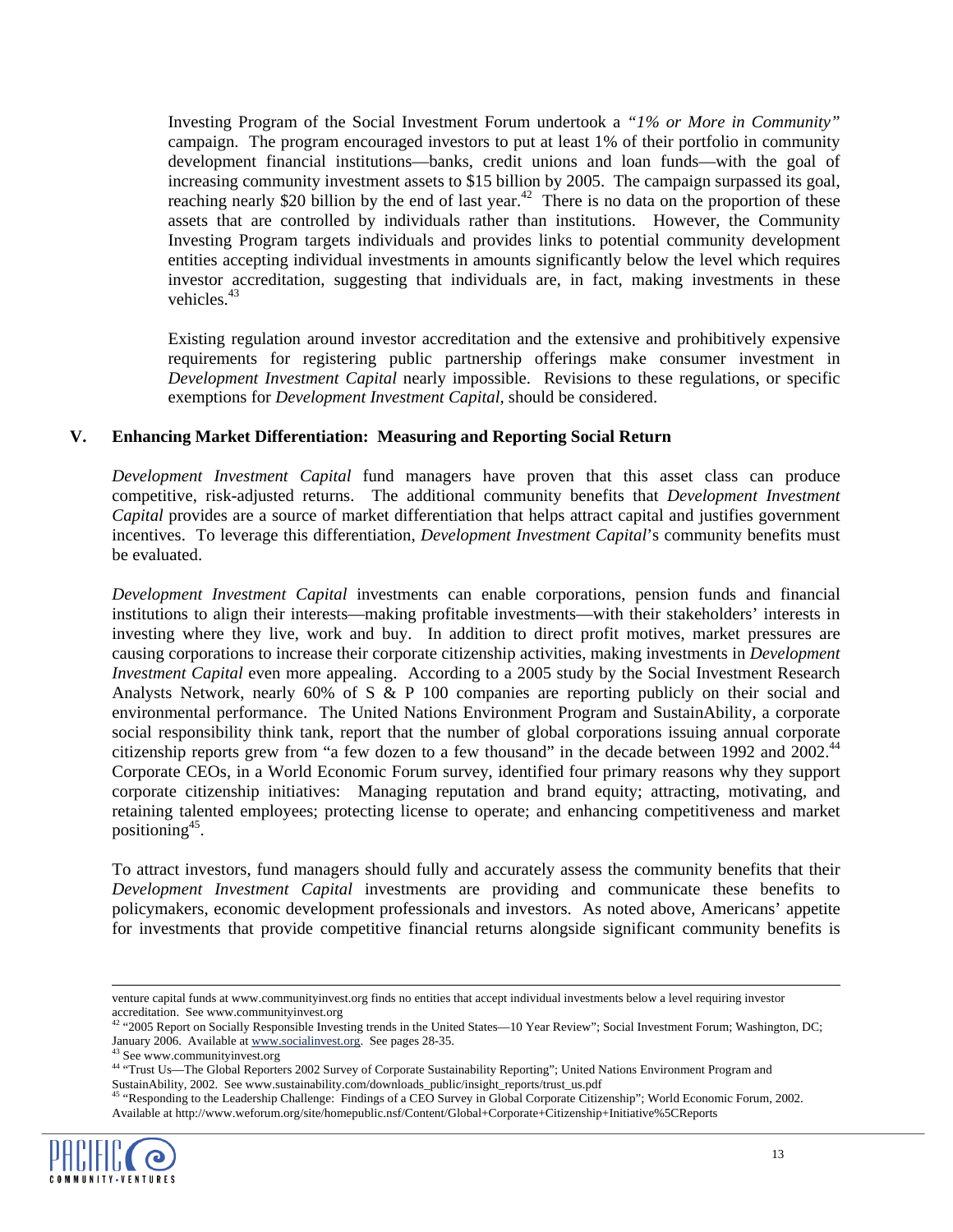Investing Program of the Social Investment Forum undertook a *"1% or More in Community"* campaign. The program encouraged investors to put at least 1% of their portfolio in community development financial institutions—banks, credit unions and loan funds—with the goal of increasing community investment assets to $15 billion by 2005. The campaign surpassed its goal, reaching nearly $20 billion by the end of last year.[42] There is no data on the proportion of these assets that are controlled by individuals rather than institutions. However, the Community Investing Program targets individuals and provides links to potential community development entities accepting individual investments in amounts significantly below the level which requires investor accreditation, suggesting that individuals are, in fact, making investments in these vehicles.[43]

Existing regulation around investor accreditation and the extensive and prohibitively expensive requirements for registering public partnership offerings make consumer investment in *Development Investment Capital* nearly impossible. Revisions to these regulations, or specific exemptions for *Development Investment Capital*, should be considered.

## V. Enhancing Market Differentiation: Measuring and Reporting Social Return

*Development Investment Capital* fund managers have proven that this asset class can produce competitive, risk-adjusted returns. The additional community benefits that *Development Investment Capital* provides are a source of market differentiation that helps attract capital and justifies government incentives. To leverage this differentiation, *Development Investment Capital*'s community benefits must be evaluated.

*Development Investment Capital* investments can enable corporations, pension funds and financial institutions to align their interests—making profitable investments—with their stakeholders' interests in investing where they live, work and buy. In addition to direct profit motives, market pressures are causing corporations to increase their corporate citizenship activities, making investments in *Development Investment Capital* even more appealing. According to a 2005 study by the Social Investment Research Analysts Network, nearly 60% of S & P 100 companies are reporting publicly on their social and environmental performance. The United Nations Environment Program and SustainAbility, a corporate social responsibility think tank, report that the number of global corporations issuing annual corporate citizenship reports grew from "a few dozen to a few thousand" in the decade between 1992 and 2002.[44] Corporate CEOs, in a World Economic Forum survey, identified four primary reasons why they support corporate citizenship initiatives: Managing reputation and brand equity; attracting, motivating, and retaining talented employees; protecting license to operate; and enhancing competitiveness and market positioning[45].

To attract investors, fund managers should fully and accurately assess the community benefits that their *Development Investment Capital* investments are providing and communicate these benefits to policymakers, economic development professionals and investors. As noted above, Americans' appetite for investments that provide competitive financial returns alongside significant community benefits is

---

venture capital funds at www.communityinvest.org finds no entities that accept individual investments below a level requiring investor accreditation. See www.communityinvest.org

[42] "2005 Report on Socially Responsible Investing trends in the United States—10 Year Review"; Social Investment Forum; Washington, DC; January 2006. Available at www.socialinvest.org. See pages 28-35.

[43] See www.communityinvest.org

[44] "Trust Us—The Global Reporters 2002 Survey of Corporate Sustainability Reporting"; United Nations Environment Program and SustainAbility, 2002. See www.sustainability.com/downloads_public/insight_reports/trust_us.pdf

[45] "Responding to the Leadership Challenge: Findings of a CEO Survey in Global Corporate Citizenship"; World Economic Forum, 2002. Available at http://www.weforum.org/site/homepublic.nsf/Content/Global+Corporate+Citizenship+Initiative%5CReports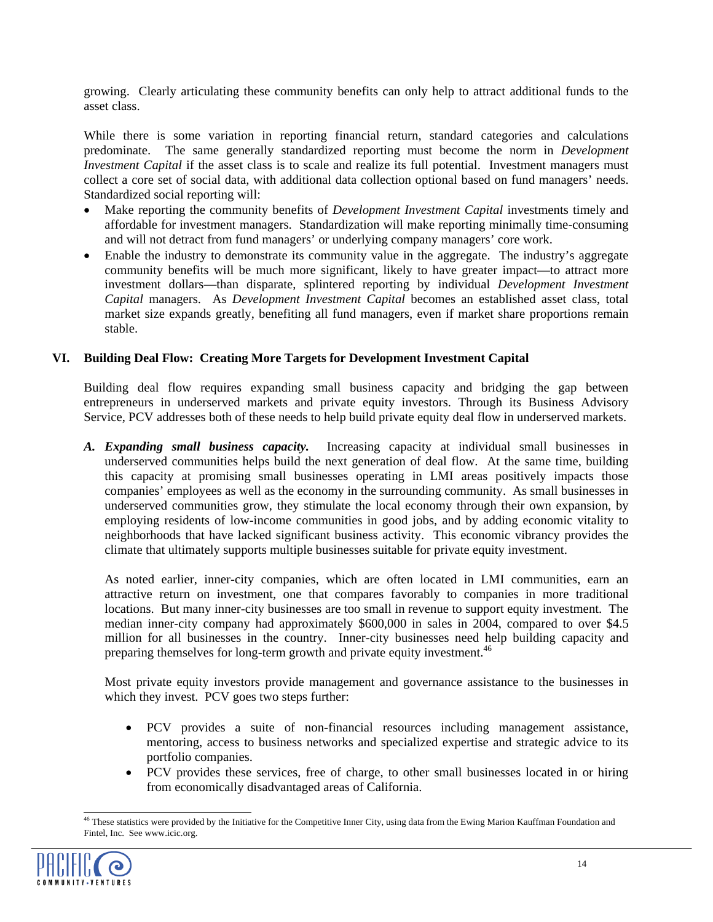growing. Clearly articulating these community benefits can only help to attract additional funds to the asset class.

While there is some variation in reporting financial return, standard categories and calculations predominate. The same generally standardized reporting must become the norm in *Development Investment Capital* if the asset class is to scale and realize its full potential. Investment managers must collect a core set of social data, with additional data collection optional based on fund managers' needs. Standardized social reporting will:

- Make reporting the community benefits of *Development Investment Capital* investments timely and affordable for investment managers. Standardization will make reporting minimally time-consuming and will not detract from fund managers' or underlying company managers' core work.
- Enable the industry to demonstrate its community value in the aggregate. The industry's aggregate community benefits will be much more significant, likely to have greater impact—to attract more investment dollars—than disparate, splintered reporting by individual *Development Investment Capital* managers. As *Development Investment Capital* becomes an established asset class, total market size expands greatly, benefiting all fund managers, even if market share proportions remain stable.

## VI. Building Deal Flow: Creating More Targets for Development Investment Capital

Building deal flow requires expanding small business capacity and bridging the gap between entrepreneurs in underserved markets and private equity investors. Through its Business Advisory Service, PCV addresses both of these needs to help build private equity deal flow in underserved markets.

***A. Expanding small business capacity.*** Increasing capacity at individual small businesses in underserved communities helps build the next generation of deal flow. At the same time, building this capacity at promising small businesses operating in LMI areas positively impacts those companies' employees as well as the economy in the surrounding community. As small businesses in underserved communities grow, they stimulate the local economy through their own expansion, by employing residents of low-income communities in good jobs, and by adding economic vitality to neighborhoods that have lacked significant business activity. This economic vibrancy provides the climate that ultimately supports multiple businesses suitable for private equity investment.

As noted earlier, inner-city companies, which are often located in LMI communities, earn an attractive return on investment, one that compares favorably to companies in more traditional locations. But many inner-city businesses are too small in revenue to support equity investment. The median inner-city company had approximately $600,000 in sales in 2004, compared to over $4.5 million for all businesses in the country. Inner-city businesses need help building capacity and preparing themselves for long-term growth and private equity investment.[46]

Most private equity investors provide management and governance assistance to the businesses in which they invest. PCV goes two steps further:

- PCV provides a suite of non-financial resources including management assistance, mentoring, access to business networks and specialized expertise and strategic advice to its portfolio companies.
- PCV provides these services, free of charge, to other small businesses located in or hiring from economically disadvantaged areas of California.

[46] These statistics were provided by the Initiative for the Competitive Inner City, using data from the Ewing Marion Kauffman Foundation and Fintel, Inc. See www.icic.org.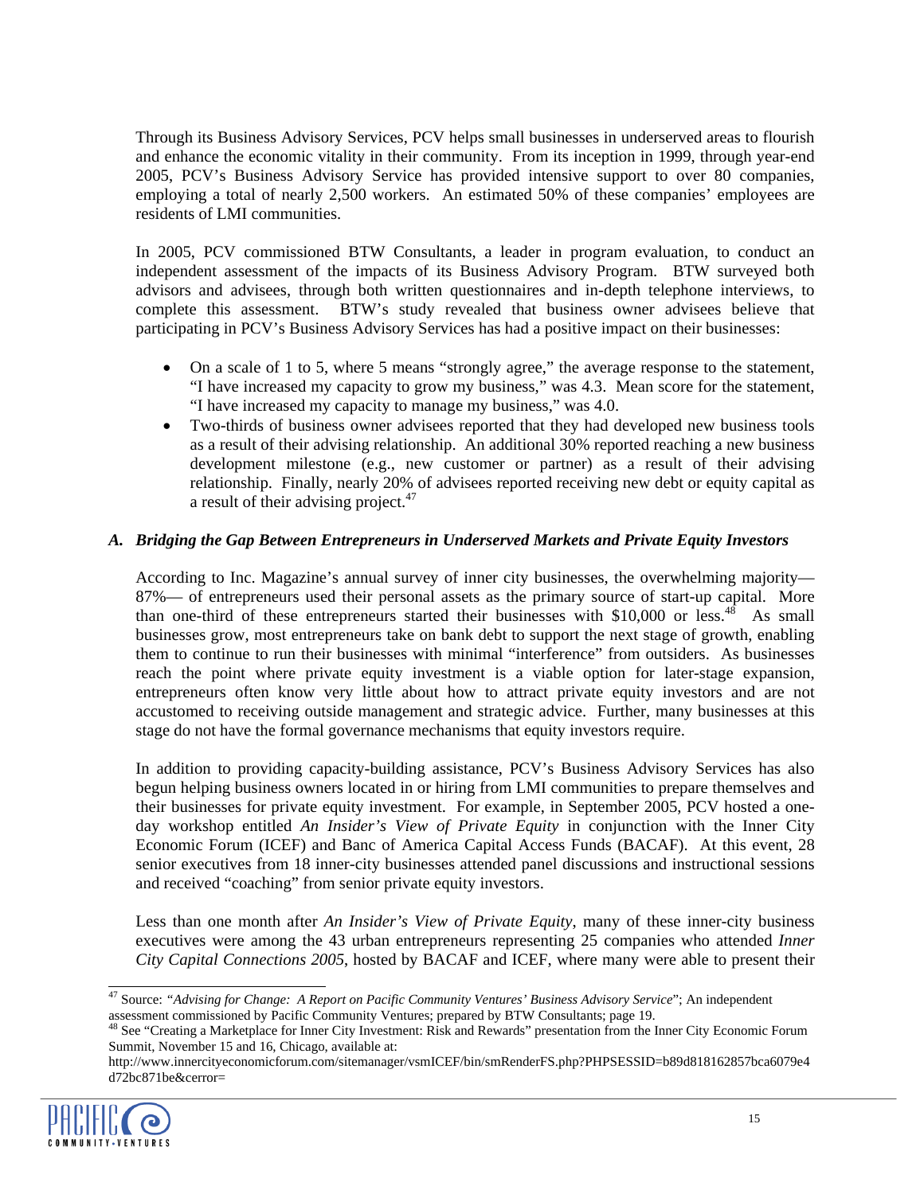Through its Business Advisory Services, PCV helps small businesses in underserved areas to flourish and enhance the economic vitality in their community. From its inception in 1999, through year-end 2005, PCV's Business Advisory Service has provided intensive support to over 80 companies, employing a total of nearly 2,500 workers. An estimated 50% of these companies' employees are residents of LMI communities.

In 2005, PCV commissioned BTW Consultants, a leader in program evaluation, to conduct an independent assessment of the impacts of its Business Advisory Program. BTW surveyed both advisors and advisees, through both written questionnaires and in-depth telephone interviews, to complete this assessment. BTW's study revealed that business owner advisees believe that participating in PCV's Business Advisory Services has had a positive impact on their businesses:

- On a scale of 1 to 5, where 5 means "strongly agree," the average response to the statement, "I have increased my capacity to grow my business," was 4.3. Mean score for the statement, "I have increased my capacity to manage my business," was 4.0.
- Two-thirds of business owner advisees reported that they had developed new business tools as a result of their advising relationship. An additional 30% reported reaching a new business development milestone (e.g., new customer or partner) as a result of their advising relationship. Finally, nearly 20% of advisees reported receiving new debt or equity capital as a result of their advising project.[47]

### *A. Bridging the Gap Between Entrepreneurs in Underserved Markets and Private Equity Investors*

According to Inc. Magazine's annual survey of inner city businesses, the overwhelming majority—87%— of entrepreneurs used their personal assets as the primary source of start-up capital. More than one-third of these entrepreneurs started their businesses with $10,000 or less.[48] As small businesses grow, most entrepreneurs take on bank debt to support the next stage of growth, enabling them to continue to run their businesses with minimal "interference" from outsiders. As businesses reach the point where private equity investment is a viable option for later-stage expansion, entrepreneurs often know very little about how to attract private equity investors and are not accustomed to receiving outside management and strategic advice. Further, many businesses at this stage do not have the formal governance mechanisms that equity investors require.

In addition to providing capacity-building assistance, PCV's Business Advisory Services has also begun helping business owners located in or hiring from LMI communities to prepare themselves and their businesses for private equity investment. For example, in September 2005, PCV hosted a one-day workshop entitled *An Insider's View of Private Equity* in conjunction with the Inner City Economic Forum (ICEF) and Banc of America Capital Access Funds (BACAF). At this event, 28 senior executives from 18 inner-city businesses attended panel discussions and instructional sessions and received "coaching" from senior private equity investors.

Less than one month after *An Insider's View of Private Equity*, many of these inner-city business executives were among the 43 urban entrepreneurs representing 25 companies who attended *Inner City Capital Connections 2005*, hosted by BACAF and ICEF, where many were able to present their

---

[47] Source: "*Advising for Change: A Report on Pacific Community Ventures' Business Advisory Service*"; An independent assessment commissioned by Pacific Community Ventures; prepared by BTW Consultants; page 19.

[48] See "Creating a Marketplace for Inner City Investment: Risk and Rewards" presentation from the Inner City Economic Forum Summit, November 15 and 16, Chicago, available at: http://www.innercityeconomicforum.com/sitemanager/vsmICEF/bin/smRenderFS.php?PHPSESSID=b89d818162857bca6079e4d72bc871be&cerror=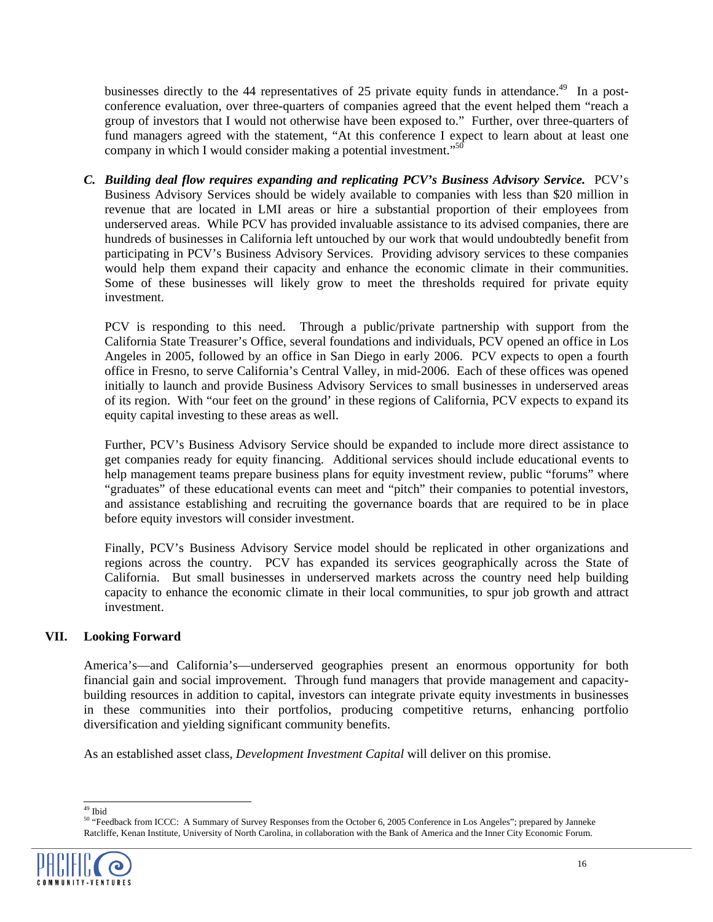businesses directly to the 44 representatives of 25 private equity funds in attendance.[49] In a post-conference evaluation, over three-quarters of companies agreed that the event helped them "reach a group of investors that I would not otherwise have been exposed to." Further, over three-quarters of fund managers agreed with the statement, "At this conference I expect to learn about at least one company in which I would consider making a potential investment."[50]

*C.* ***Building deal flow requires expanding and replicating PCV's Business Advisory Service.*** PCV's Business Advisory Services should be widely available to companies with less than $20 million in revenue that are located in LMI areas or hire a substantial proportion of their employees from underserved areas. While PCV has provided invaluable assistance to its advised companies, there are hundreds of businesses in California left untouched by our work that would undoubtedly benefit from participating in PCV's Business Advisory Services. Providing advisory services to these companies would help them expand their capacity and enhance the economic climate in their communities. Some of these businesses will likely grow to meet the thresholds required for private equity investment.

PCV is responding to this need. Through a public/private partnership with support from the California State Treasurer's Office, several foundations and individuals, PCV opened an office in Los Angeles in 2005, followed by an office in San Diego in early 2006. PCV expects to open a fourth office in Fresno, to serve California's Central Valley, in mid-2006. Each of these offices was opened initially to launch and provide Business Advisory Services to small businesses in underserved areas of its region. With "our feet on the ground' in these regions of California, PCV expects to expand its equity capital investing to these areas as well.

Further, PCV's Business Advisory Service should be expanded to include more direct assistance to get companies ready for equity financing. Additional services should include educational events to help management teams prepare business plans for equity investment review, public "forums" where "graduates" of these educational events can meet and "pitch" their companies to potential investors, and assistance establishing and recruiting the governance boards that are required to be in place before equity investors will consider investment.

Finally, PCV's Business Advisory Service model should be replicated in other organizations and regions across the country. PCV has expanded its services geographically across the State of California. But small businesses in underserved markets across the country need help building capacity to enhance the economic climate in their local communities, to spur job growth and attract investment.

## VII. Looking Forward

America's—and California's—underserved geographies present an enormous opportunity for both financial gain and social improvement. Through fund managers that provide management and capacity-building resources in addition to capital, investors can integrate private equity investments in businesses in these communities into their portfolios, producing competitive returns, enhancing portfolio diversification and yielding significant community benefits.

As an established asset class, *Development Investment Capital* will deliver on this promise.

---

[49] Ibid

[50] "Feedback from ICCC: A Summary of Survey Responses from the October 6, 2005 Conference in Los Angeles"; prepared by Janneke Ratcliffe, Kenan Institute, University of North Carolina, in collaboration with the Bank of America and the Inner City Economic Forum.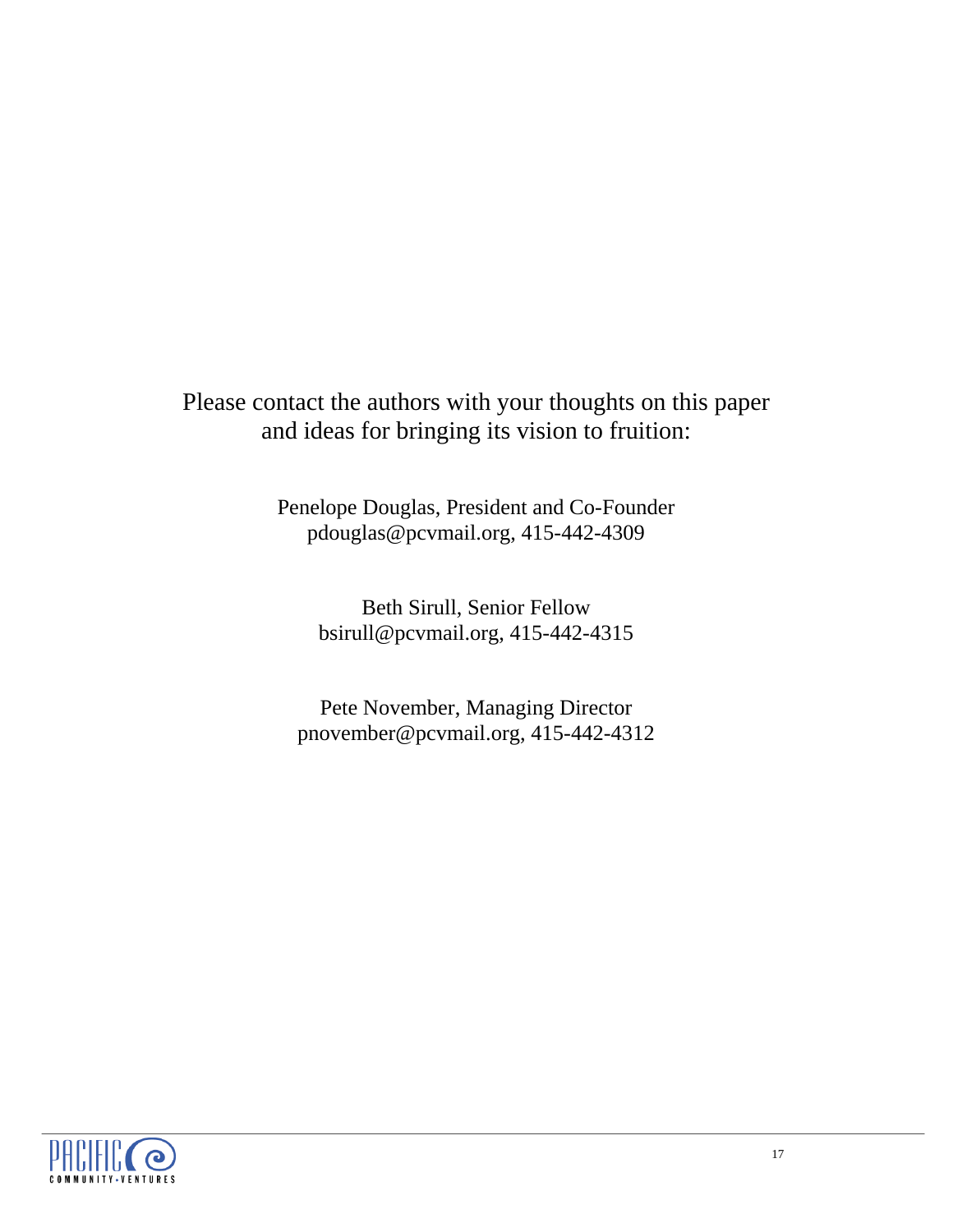Please contact the authors with your thoughts on this paper and ideas for bringing its vision to fruition:

Penelope Douglas, President and Co-Founder
pdouglas@pcvmail.org, 415-442-4309

Beth Sirull, Senior Fellow
bsirull@pcvmail.org, 415-442-4315

Pete November, Managing Director
pnovember@pcvmail.org, 415-442-4312